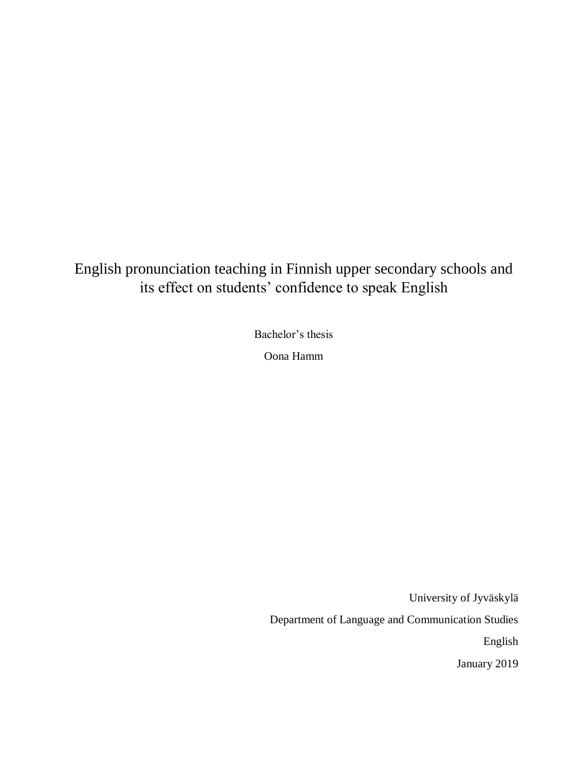# English pronunciation teaching in Finnish upper secondary schools and its effect on students' confidence to speak English

Bachelor's thesis

Oona Hamm

University of Jyväskylä

Department of Language and Communication Studies

English

January 2019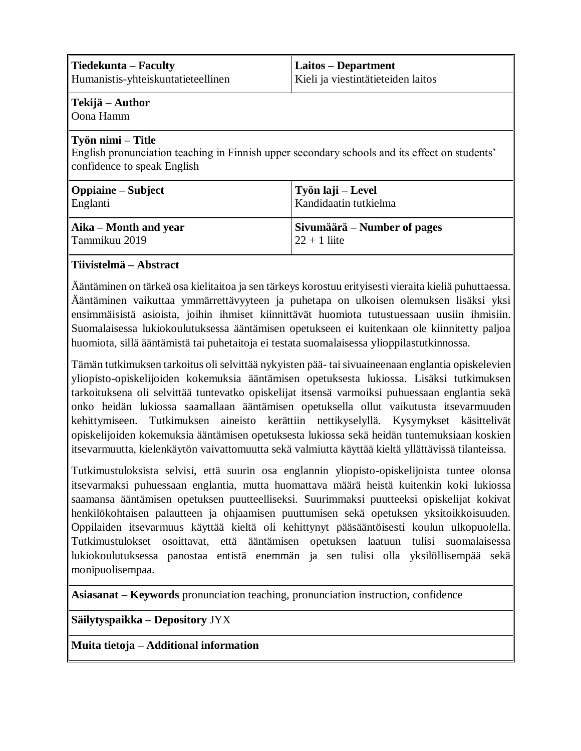| **Tiedekunta – Faculty**<br>Humanistis-yhteiskuntatieteellinen | **Laitos – Department**<br>Kieli ja viestintätieteiden laitos |
|---|---|
| **Tekijä – Author**<br>Oona Hamm | |
| **Työn nimi – Title**<br>English pronunciation teaching in Finnish upper secondary schools and its effect on students' confidence to speak English | |
| **Oppiaine – Subject**<br>Englanti | **Työn laji – Level**<br>Kandidaatin tutkielma |
| **Aika – Month and year**<br>Tammikuu 2019 | **Sivumäärä – Number of pages**<br>22 + 1 liite |

**Tiivistelmä – Abstract**

Ääntäminen on tärkeä osa kielitaitoa ja sen tärkeys korostuu erityisesti vieraita kieliä puhuttaessa. Ääntäminen vaikuttaa ymmärrettävyyteen ja puhetapa on ulkoisen olemuksen lisäksi yksi ensimmäisistä asioista, joihin ihmiset kiinnittävät huomiota tutustuessaan uusiin ihmisiin. Suomalaisessa lukiokoulutuksessa ääntämisen opetukseen ei kuitenkaan ole kiinnitetty paljoa huomiota, sillä ääntämistä tai puhetaitoja ei testata suomalaisessa ylioppilastutkinnossa.

Tämän tutkimuksen tarkoitus oli selvittää nykyisten pää- tai sivuaineenaan englantia opiskelevien yliopisto-opiskelijoiden kokemuksia ääntämisen opetuksesta lukiossa. Lisäksi tutkimuksen tarkoituksena oli selvittää tuntevatko opiskelijat itsensä varmoiksi puhuessaan englantia sekä onko heidän lukiossa saamallaan ääntämisen opetuksella ollut vaikutusta itsevarmuuden kehittymiseen. Tutkimuksen aineisto kerättiin nettikyselyllä. Kysymykset käsittelivät opiskelijoiden kokemuksia ääntämisen opetuksesta lukiossa sekä heidän tuntemuksiaan koskien itsevarmuutta, kielenkäytön vaivattomuutta sekä valmiutta käyttää kieltä yllättävissä tilanteissa.

Tutkimustuloksista selvisi, että suurin osa englannin yliopisto-opiskelijoista tuntee olonsa itsevarmaksi puhuessaan englantia, mutta huomattava määrä heistä kuitenkin koki lukiossa saamansa ääntämisen opetuksen puutteelliseksi. Suurimmaksi puutteeksi opiskelijat kokivat henkilökohtaisen palautteen ja ohjaamisen puuttumisen sekä opetuksen yksitoikkoisuuden. Oppilaiden itsevarmuus käyttää kieltä oli kehittynyt pääsääntöisesti koulun ulkopuolella. Tutkimustulokset osoittavat, että ääntämisen opetuksen laatuun tulisi suomalaisessa lukiokoulutuksessa panostaa entistä enemmän ja sen tulisi olla yksilöllisempää sekä monipuolisempaa.

**Asiasanat – Keywords** pronunciation teaching, pronunciation instruction, confidence

**Säilytyspaikka – Depository** JYX

**Muita tietoja – Additional information**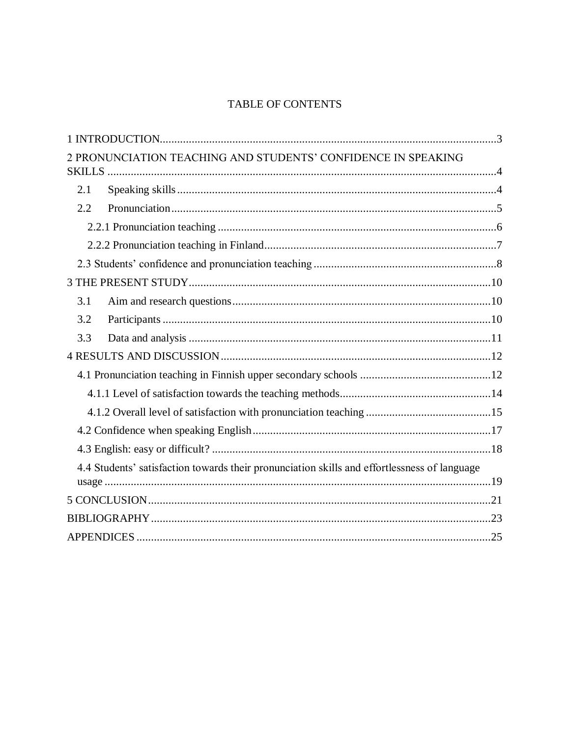# TABLE OF CONTENTS

1 INTRODUCTION...3

2 PRONUNCIATION TEACHING AND STUDENTS' CONFIDENCE IN SPEAKING SKILLS...4

- 2.1 Speaking skills...4
- 2.2 Pronunciation...5
  - 2.2.1 Pronunciation teaching...6
  - 2.2.2 Pronunciation teaching in Finland...7
- 2.3 Students' confidence and pronunciation teaching...8

3 THE PRESENT STUDY...10

- 3.1 Aim and research questions...10
- 3.2 Participants...10
- 3.3 Data and analysis...11

4 RESULTS AND DISCUSSION...12

- 4.1 Pronunciation teaching in Finnish upper secondary schools...12
  - 4.1.1 Level of satisfaction towards the teaching methods...14
  - 4.1.2 Overall level of satisfaction with pronunciation teaching...15
- 4.2 Confidence when speaking English...17
- 4.3 English: easy or difficult?...18
- 4.4 Students' satisfaction towards their pronunciation skills and effortlessness of language usage...19

5 CONCLUSION...21

BIBLIOGRAPHY...23

APPENDICES...25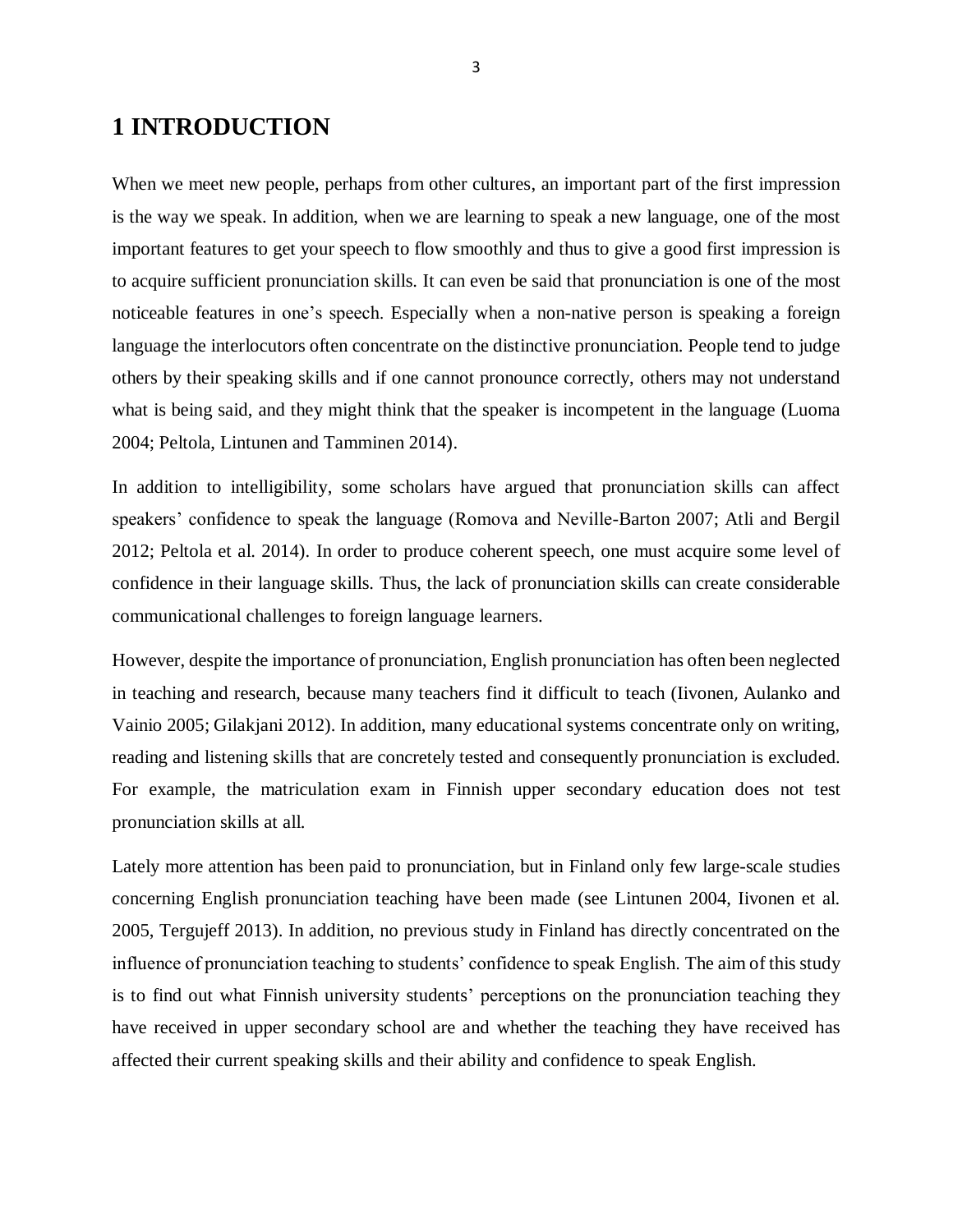# 1 INTRODUCTION

When we meet new people, perhaps from other cultures, an important part of the first impression is the way we speak. In addition, when we are learning to speak a new language, one of the most important features to get your speech to flow smoothly and thus to give a good first impression is to acquire sufficient pronunciation skills. It can even be said that pronunciation is one of the most noticeable features in one's speech. Especially when a non-native person is speaking a foreign language the interlocutors often concentrate on the distinctive pronunciation. People tend to judge others by their speaking skills and if one cannot pronounce correctly, others may not understand what is being said, and they might think that the speaker is incompetent in the language (Luoma 2004; Peltola, Lintunen and Tamminen 2014).

In addition to intelligibility, some scholars have argued that pronunciation skills can affect speakers' confidence to speak the language (Romova and Neville-Barton 2007; Atli and Bergil 2012; Peltola et al. 2014). In order to produce coherent speech, one must acquire some level of confidence in their language skills. Thus, the lack of pronunciation skills can create considerable communicational challenges to foreign language learners.

However, despite the importance of pronunciation, English pronunciation has often been neglected in teaching and research, because many teachers find it difficult to teach (Iivonen, Aulanko and Vainio 2005; Gilakjani 2012). In addition, many educational systems concentrate only on writing, reading and listening skills that are concretely tested and consequently pronunciation is excluded. For example, the matriculation exam in Finnish upper secondary education does not test pronunciation skills at all.

Lately more attention has been paid to pronunciation, but in Finland only few large-scale studies concerning English pronunciation teaching have been made (see Lintunen 2004, Iivonen et al. 2005, Tergujeff 2013). In addition, no previous study in Finland has directly concentrated on the influence of pronunciation teaching to students' confidence to speak English. The aim of this study is to find out what Finnish university students' perceptions on the pronunciation teaching they have received in upper secondary school are and whether the teaching they have received has affected their current speaking skills and their ability and confidence to speak English.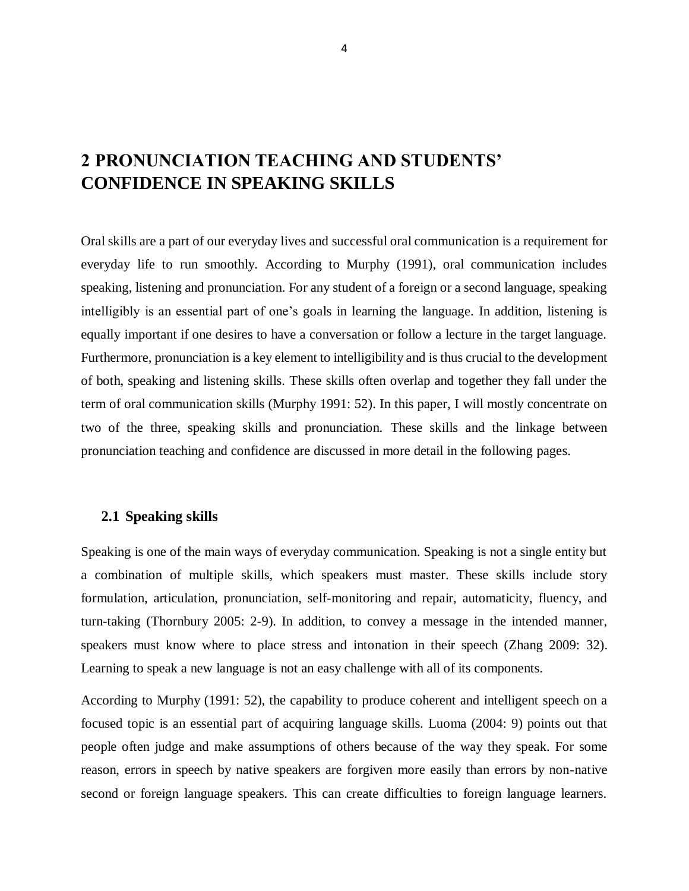# 2 PRONUNCIATION TEACHING AND STUDENTS' CONFIDENCE IN SPEAKING SKILLS

Oral skills are a part of our everyday lives and successful oral communication is a requirement for everyday life to run smoothly. According to Murphy (1991), oral communication includes speaking, listening and pronunciation. For any student of a foreign or a second language, speaking intelligibly is an essential part of one's goals in learning the language. In addition, listening is equally important if one desires to have a conversation or follow a lecture in the target language. Furthermore, pronunciation is a key element to intelligibility and is thus crucial to the development of both, speaking and listening skills. These skills often overlap and together they fall under the term of oral communication skills (Murphy 1991: 52). In this paper, I will mostly concentrate on two of the three, speaking skills and pronunciation. These skills and the linkage between pronunciation teaching and confidence are discussed in more detail in the following pages.

## 2.1 Speaking skills

Speaking is one of the main ways of everyday communication. Speaking is not a single entity but a combination of multiple skills, which speakers must master. These skills include story formulation, articulation, pronunciation, self-monitoring and repair, automaticity, fluency, and turn-taking (Thornbury 2005: 2-9). In addition, to convey a message in the intended manner, speakers must know where to place stress and intonation in their speech (Zhang 2009: 32). Learning to speak a new language is not an easy challenge with all of its components.

According to Murphy (1991: 52), the capability to produce coherent and intelligent speech on a focused topic is an essential part of acquiring language skills. Luoma (2004: 9) points out that people often judge and make assumptions of others because of the way they speak. For some reason, errors in speech by native speakers are forgiven more easily than errors by non-native second or foreign language speakers. This can create difficulties to foreign language learners.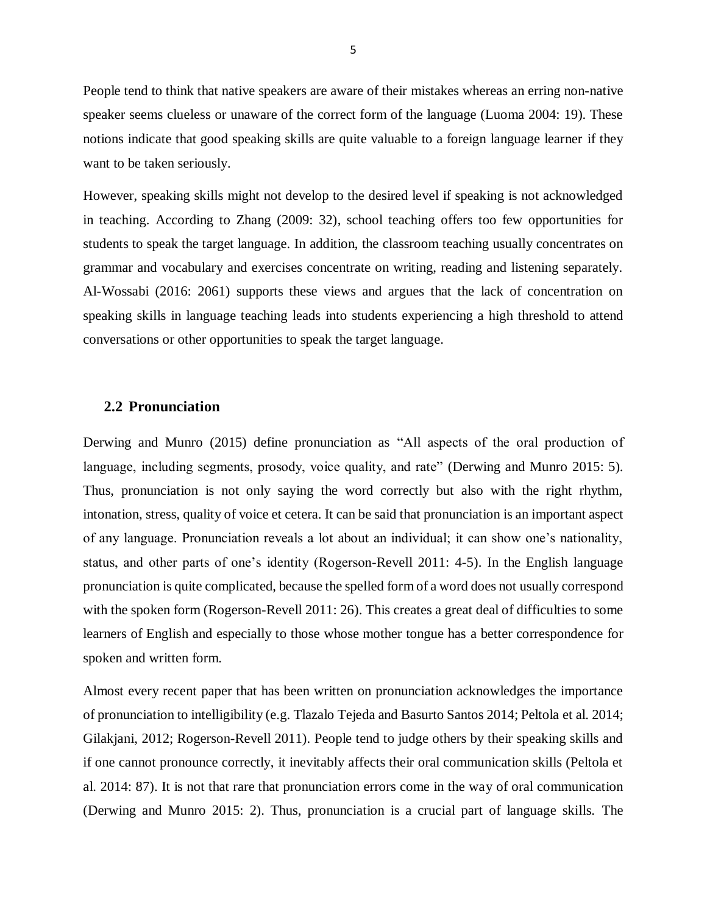People tend to think that native speakers are aware of their mistakes whereas an erring non-native speaker seems clueless or unaware of the correct form of the language (Luoma 2004: 19). These notions indicate that good speaking skills are quite valuable to a foreign language learner if they want to be taken seriously.

However, speaking skills might not develop to the desired level if speaking is not acknowledged in teaching. According to Zhang (2009: 32), school teaching offers too few opportunities for students to speak the target language. In addition, the classroom teaching usually concentrates on grammar and vocabulary and exercises concentrate on writing, reading and listening separately. Al-Wossabi (2016: 2061) supports these views and argues that the lack of concentration on speaking skills in language teaching leads into students experiencing a high threshold to attend conversations or other opportunities to speak the target language.

## 2.2 Pronunciation

Derwing and Munro (2015) define pronunciation as "All aspects of the oral production of language, including segments, prosody, voice quality, and rate" (Derwing and Munro 2015: 5). Thus, pronunciation is not only saying the word correctly but also with the right rhythm, intonation, stress, quality of voice et cetera. It can be said that pronunciation is an important aspect of any language. Pronunciation reveals a lot about an individual; it can show one's nationality, status, and other parts of one's identity (Rogerson-Revell 2011: 4-5). In the English language pronunciation is quite complicated, because the spelled form of a word does not usually correspond with the spoken form (Rogerson-Revell 2011: 26). This creates a great deal of difficulties to some learners of English and especially to those whose mother tongue has a better correspondence for spoken and written form.

Almost every recent paper that has been written on pronunciation acknowledges the importance of pronunciation to intelligibility (e.g. Tlazalo Tejeda and Basurto Santos 2014; Peltola et al. 2014; Gilakjani, 2012; Rogerson-Revell 2011). People tend to judge others by their speaking skills and if one cannot pronounce correctly, it inevitably affects their oral communication skills (Peltola et al. 2014: 87). It is not that rare that pronunciation errors come in the way of oral communication (Derwing and Munro 2015: 2). Thus, pronunciation is a crucial part of language skills. The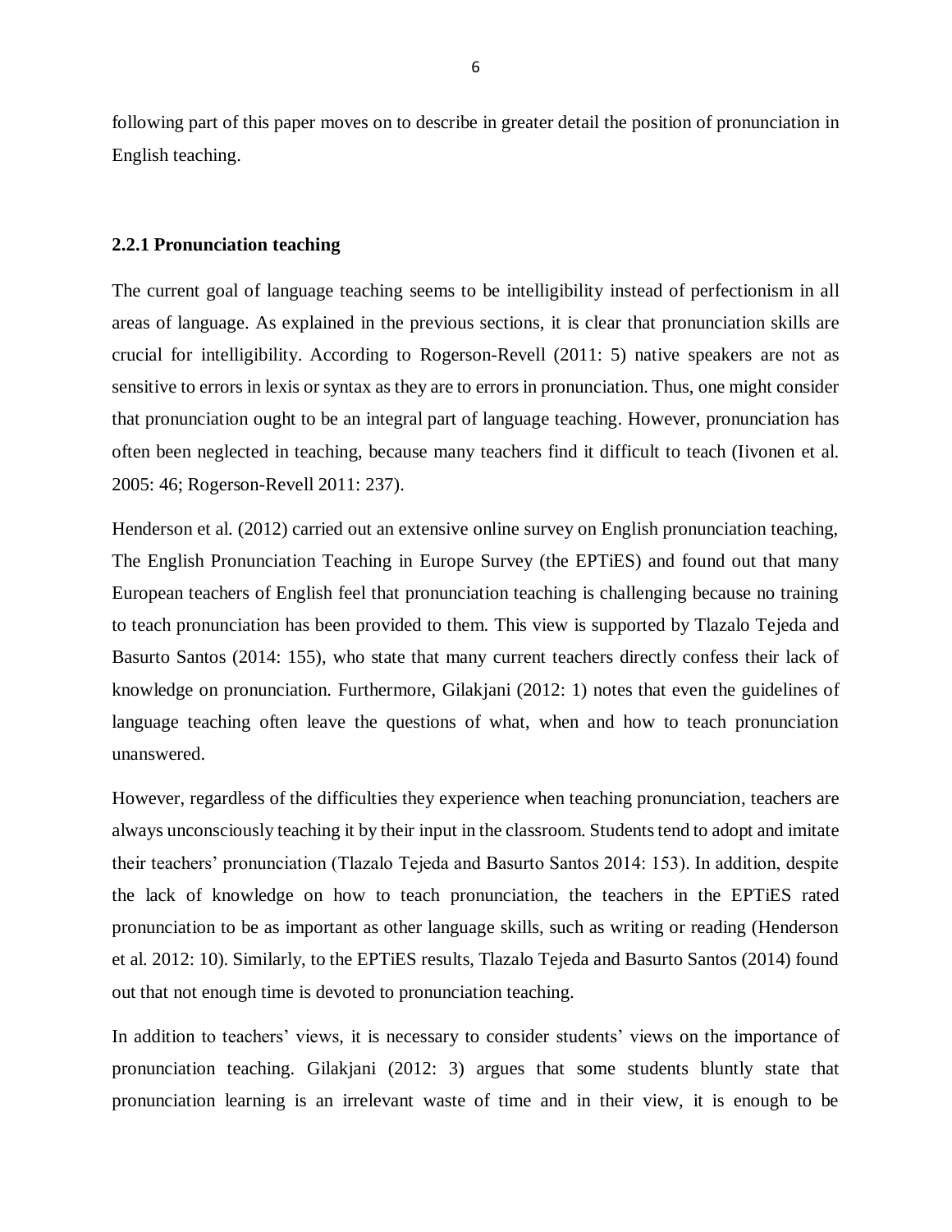following part of this paper moves on to describe in greater detail the position of pronunciation in English teaching.

### 2.2.1 Pronunciation teaching

The current goal of language teaching seems to be intelligibility instead of perfectionism in all areas of language. As explained in the previous sections, it is clear that pronunciation skills are crucial for intelligibility. According to Rogerson-Revell (2011: 5) native speakers are not as sensitive to errors in lexis or syntax as they are to errors in pronunciation. Thus, one might consider that pronunciation ought to be an integral part of language teaching. However, pronunciation has often been neglected in teaching, because many teachers find it difficult to teach (Iivonen et al. 2005: 46; Rogerson-Revell 2011: 237).

Henderson et al. (2012) carried out an extensive online survey on English pronunciation teaching, The English Pronunciation Teaching in Europe Survey (the EPTiES) and found out that many European teachers of English feel that pronunciation teaching is challenging because no training to teach pronunciation has been provided to them. This view is supported by Tlazalo Tejeda and Basurto Santos (2014: 155), who state that many current teachers directly confess their lack of knowledge on pronunciation. Furthermore, Gilakjani (2012: 1) notes that even the guidelines of language teaching often leave the questions of what, when and how to teach pronunciation unanswered.

However, regardless of the difficulties they experience when teaching pronunciation, teachers are always unconsciously teaching it by their input in the classroom. Students tend to adopt and imitate their teachers' pronunciation (Tlazalo Tejeda and Basurto Santos 2014: 153). In addition, despite the lack of knowledge on how to teach pronunciation, the teachers in the EPTiES rated pronunciation to be as important as other language skills, such as writing or reading (Henderson et al. 2012: 10). Similarly, to the EPTiES results, Tlazalo Tejeda and Basurto Santos (2014) found out that not enough time is devoted to pronunciation teaching.

In addition to teachers' views, it is necessary to consider students' views on the importance of pronunciation teaching. Gilakjani (2012: 3) argues that some students bluntly state that pronunciation learning is an irrelevant waste of time and in their view, it is enough to be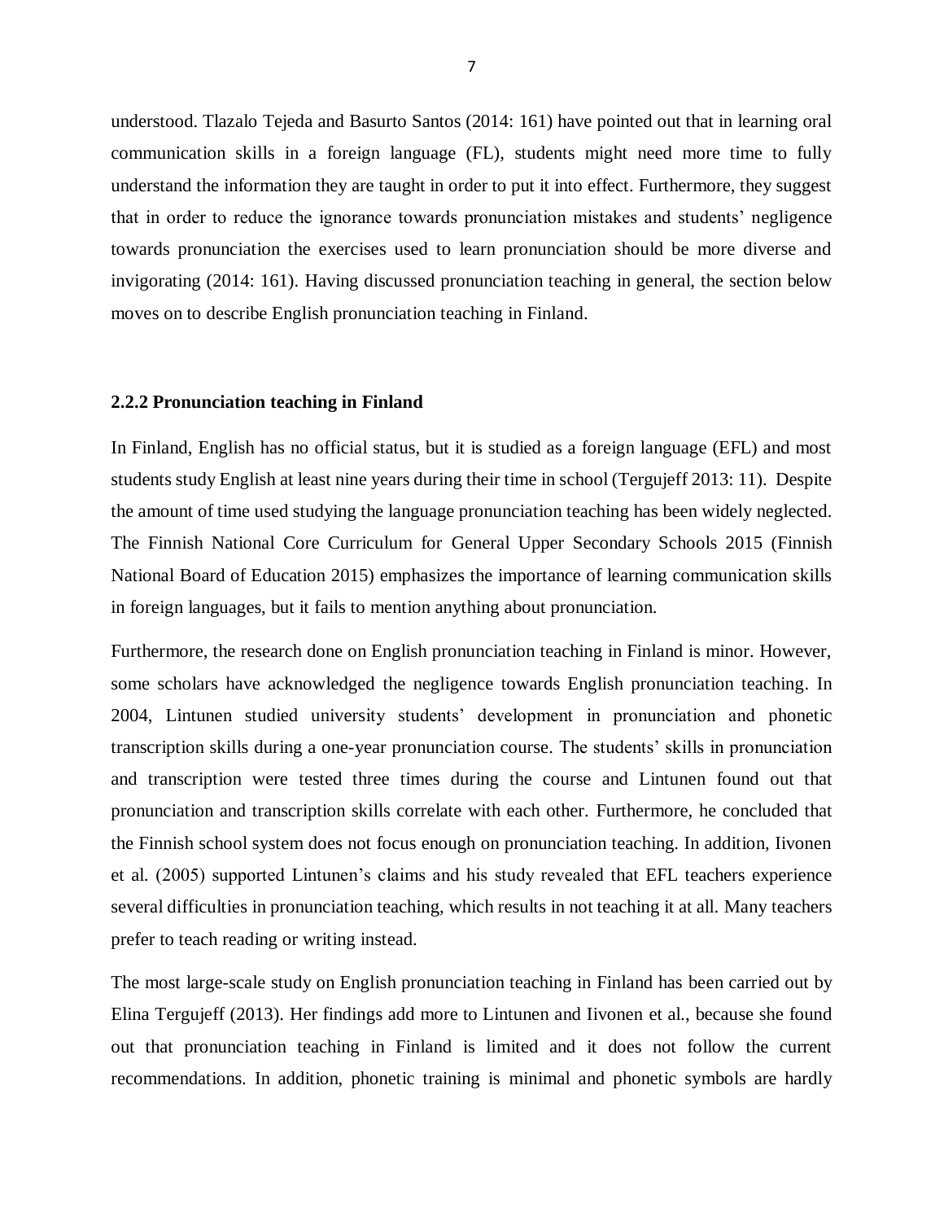understood. Tlazalo Tejeda and Basurto Santos (2014: 161) have pointed out that in learning oral communication skills in a foreign language (FL), students might need more time to fully understand the information they are taught in order to put it into effect. Furthermore, they suggest that in order to reduce the ignorance towards pronunciation mistakes and students' negligence towards pronunciation the exercises used to learn pronunciation should be more diverse and invigorating (2014: 161). Having discussed pronunciation teaching in general, the section below moves on to describe English pronunciation teaching in Finland.

### 2.2.2 Pronunciation teaching in Finland

In Finland, English has no official status, but it is studied as a foreign language (EFL) and most students study English at least nine years during their time in school (Tergujeff 2013: 11). Despite the amount of time used studying the language pronunciation teaching has been widely neglected. The Finnish National Core Curriculum for General Upper Secondary Schools 2015 (Finnish National Board of Education 2015) emphasizes the importance of learning communication skills in foreign languages, but it fails to mention anything about pronunciation.

Furthermore, the research done on English pronunciation teaching in Finland is minor. However, some scholars have acknowledged the negligence towards English pronunciation teaching. In 2004, Lintunen studied university students' development in pronunciation and phonetic transcription skills during a one-year pronunciation course. The students' skills in pronunciation and transcription were tested three times during the course and Lintunen found out that pronunciation and transcription skills correlate with each other. Furthermore, he concluded that the Finnish school system does not focus enough on pronunciation teaching. In addition, Iivonen et al. (2005) supported Lintunen's claims and his study revealed that EFL teachers experience several difficulties in pronunciation teaching, which results in not teaching it at all. Many teachers prefer to teach reading or writing instead.

The most large-scale study on English pronunciation teaching in Finland has been carried out by Elina Tergujeff (2013). Her findings add more to Lintunen and Iivonen et al., because she found out that pronunciation teaching in Finland is limited and it does not follow the current recommendations. In addition, phonetic training is minimal and phonetic symbols are hardly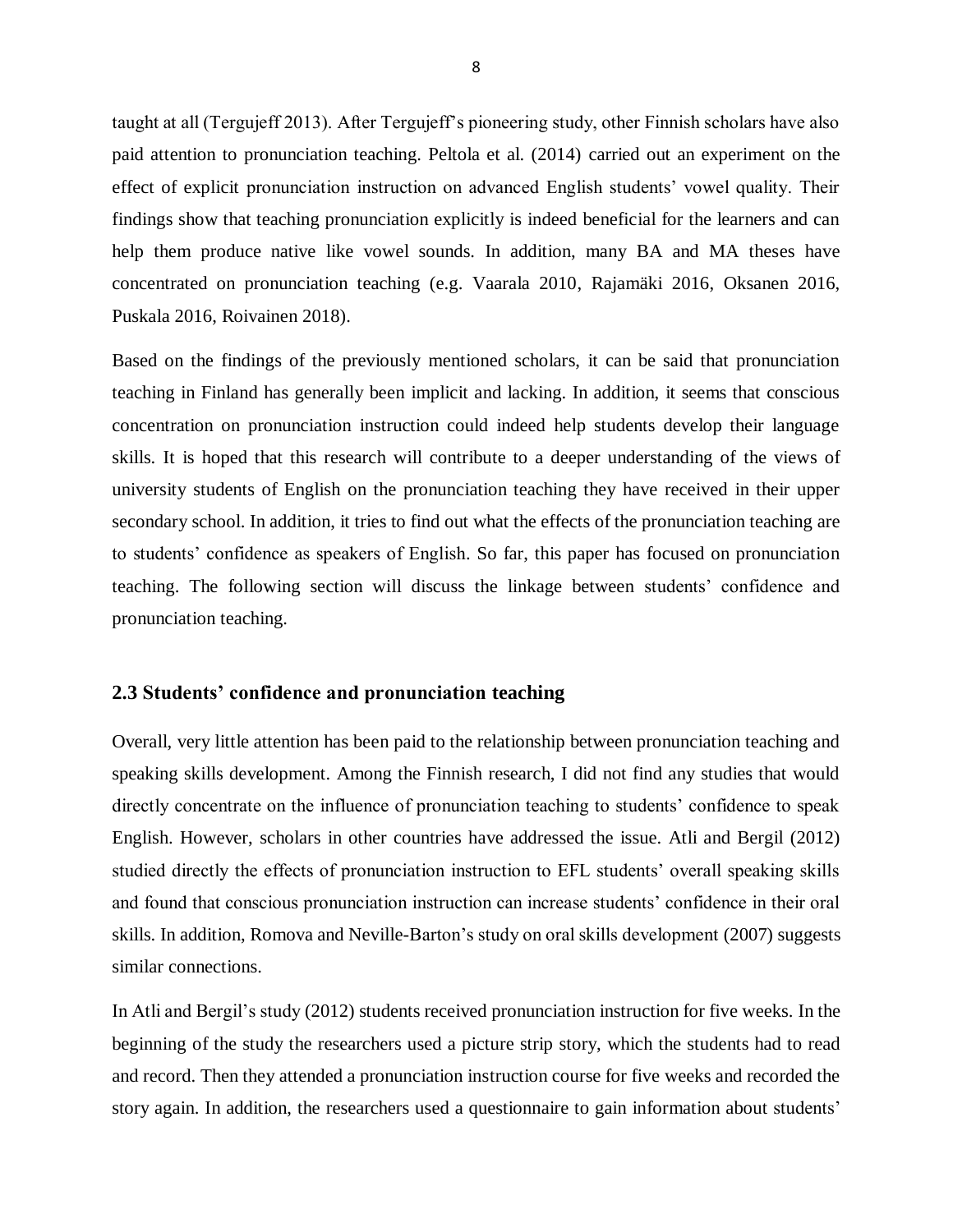taught at all (Tergujeff 2013). After Tergujeff's pioneering study, other Finnish scholars have also paid attention to pronunciation teaching. Peltola et al. (2014) carried out an experiment on the effect of explicit pronunciation instruction on advanced English students' vowel quality. Their findings show that teaching pronunciation explicitly is indeed beneficial for the learners and can help them produce native like vowel sounds. In addition, many BA and MA theses have concentrated on pronunciation teaching (e.g. Vaarala 2010, Rajamäki 2016, Oksanen 2016, Puskala 2016, Roivainen 2018).

Based on the findings of the previously mentioned scholars, it can be said that pronunciation teaching in Finland has generally been implicit and lacking. In addition, it seems that conscious concentration on pronunciation instruction could indeed help students develop their language skills. It is hoped that this research will contribute to a deeper understanding of the views of university students of English on the pronunciation teaching they have received in their upper secondary school. In addition, it tries to find out what the effects of the pronunciation teaching are to students' confidence as speakers of English. So far, this paper has focused on pronunciation teaching. The following section will discuss the linkage between students' confidence and pronunciation teaching.

## 2.3 Students' confidence and pronunciation teaching

Overall, very little attention has been paid to the relationship between pronunciation teaching and speaking skills development. Among the Finnish research, I did not find any studies that would directly concentrate on the influence of pronunciation teaching to students' confidence to speak English. However, scholars in other countries have addressed the issue. Atli and Bergil (2012) studied directly the effects of pronunciation instruction to EFL students' overall speaking skills and found that conscious pronunciation instruction can increase students' confidence in their oral skills. In addition, Romova and Neville-Barton's study on oral skills development (2007) suggests similar connections.

In Atli and Bergil's study (2012) students received pronunciation instruction for five weeks. In the beginning of the study the researchers used a picture strip story, which the students had to read and record. Then they attended a pronunciation instruction course for five weeks and recorded the story again. In addition, the researchers used a questionnaire to gain information about students'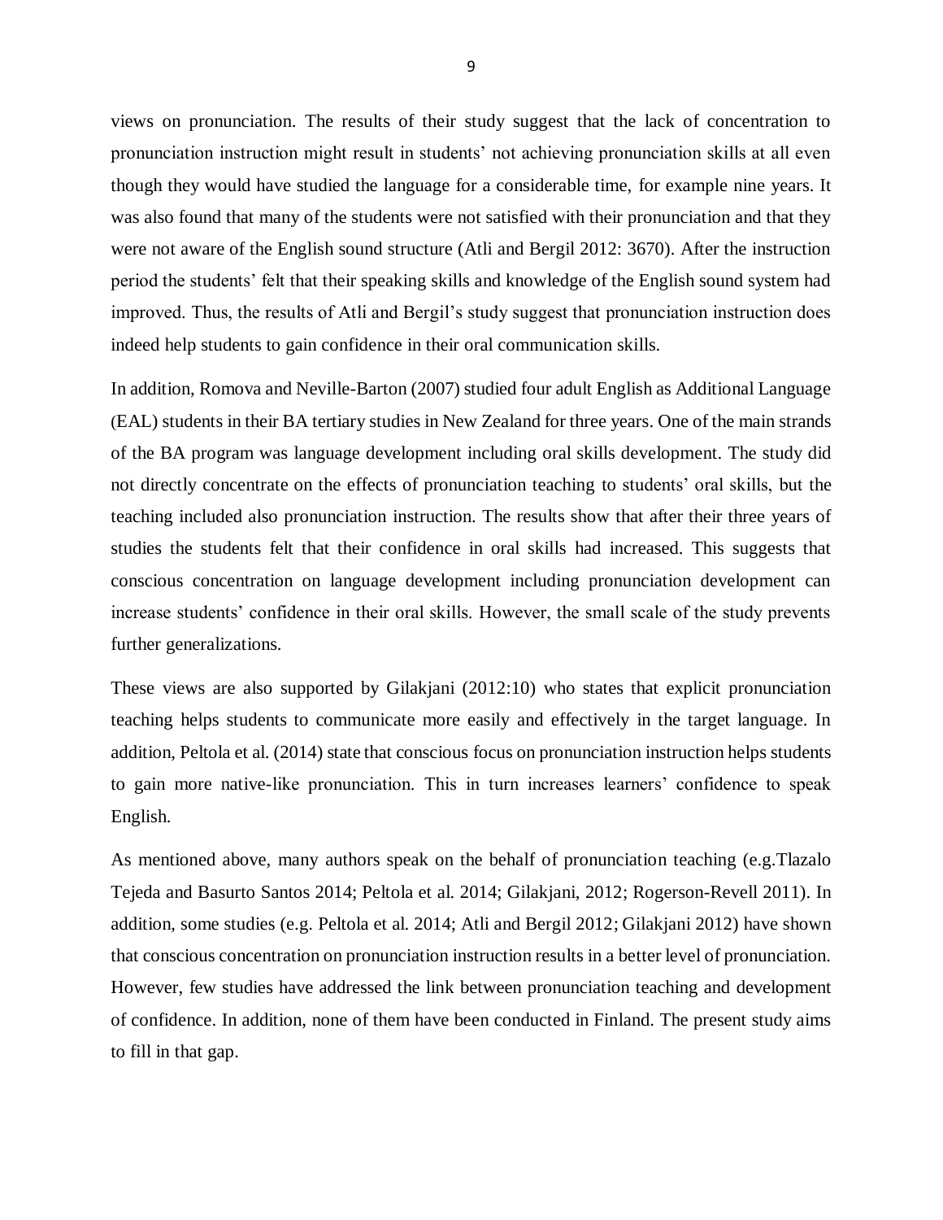views on pronunciation. The results of their study suggest that the lack of concentration to pronunciation instruction might result in students' not achieving pronunciation skills at all even though they would have studied the language for a considerable time, for example nine years. It was also found that many of the students were not satisfied with their pronunciation and that they were not aware of the English sound structure (Atli and Bergil 2012: 3670). After the instruction period the students' felt that their speaking skills and knowledge of the English sound system had improved. Thus, the results of Atli and Bergil's study suggest that pronunciation instruction does indeed help students to gain confidence in their oral communication skills.

In addition, Romova and Neville-Barton (2007) studied four adult English as Additional Language (EAL) students in their BA tertiary studies in New Zealand for three years. One of the main strands of the BA program was language development including oral skills development. The study did not directly concentrate on the effects of pronunciation teaching to students' oral skills, but the teaching included also pronunciation instruction. The results show that after their three years of studies the students felt that their confidence in oral skills had increased. This suggests that conscious concentration on language development including pronunciation development can increase students' confidence in their oral skills. However, the small scale of the study prevents further generalizations.

These views are also supported by Gilakjani (2012:10) who states that explicit pronunciation teaching helps students to communicate more easily and effectively in the target language. In addition, Peltola et al. (2014) state that conscious focus on pronunciation instruction helps students to gain more native-like pronunciation. This in turn increases learners' confidence to speak English.

As mentioned above, many authors speak on the behalf of pronunciation teaching (e.g.Tlazalo Tejeda and Basurto Santos 2014; Peltola et al. 2014; Gilakjani, 2012; Rogerson-Revell 2011). In addition, some studies (e.g. Peltola et al. 2014; Atli and Bergil 2012; Gilakjani 2012) have shown that conscious concentration on pronunciation instruction results in a better level of pronunciation. However, few studies have addressed the link between pronunciation teaching and development of confidence. In addition, none of them have been conducted in Finland. The present study aims to fill in that gap.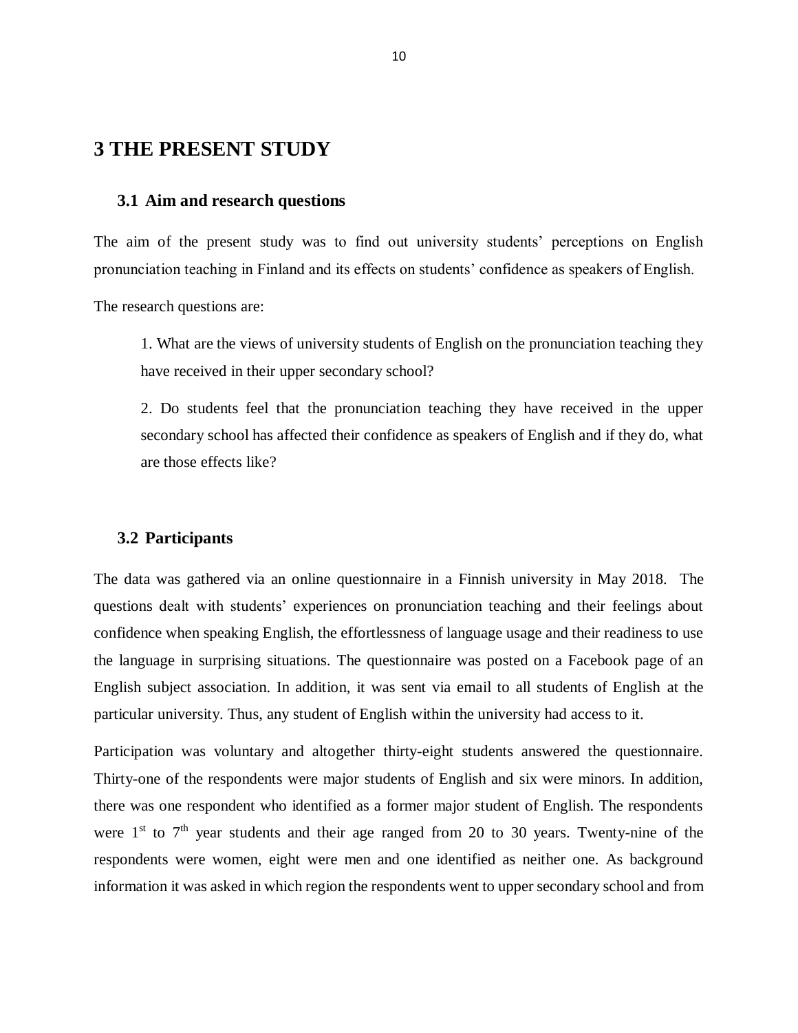# 3 THE PRESENT STUDY

## 3.1 Aim and research questions

The aim of the present study was to find out university students' perceptions on English pronunciation teaching in Finland and its effects on students' confidence as speakers of English.

The research questions are:

> 1. What are the views of university students of English on the pronunciation teaching they have received in their upper secondary school?
>
> 2. Do students feel that the pronunciation teaching they have received in the upper secondary school has affected their confidence as speakers of English and if they do, what are those effects like?

## 3.2 Participants

The data was gathered via an online questionnaire in a Finnish university in May 2018. The questions dealt with students' experiences on pronunciation teaching and their feelings about confidence when speaking English, the effortlessness of language usage and their readiness to use the language in surprising situations. The questionnaire was posted on a Facebook page of an English subject association. In addition, it was sent via email to all students of English at the particular university. Thus, any student of English within the university had access to it.

Participation was voluntary and altogether thirty-eight students answered the questionnaire. Thirty-one of the respondents were major students of English and six were minors. In addition, there was one respondent who identified as a former major student of English. The respondents were 1st to 7th year students and their age ranged from 20 to 30 years. Twenty-nine of the respondents were women, eight were men and one identified as neither one. As background information it was asked in which region the respondents went to upper secondary school and from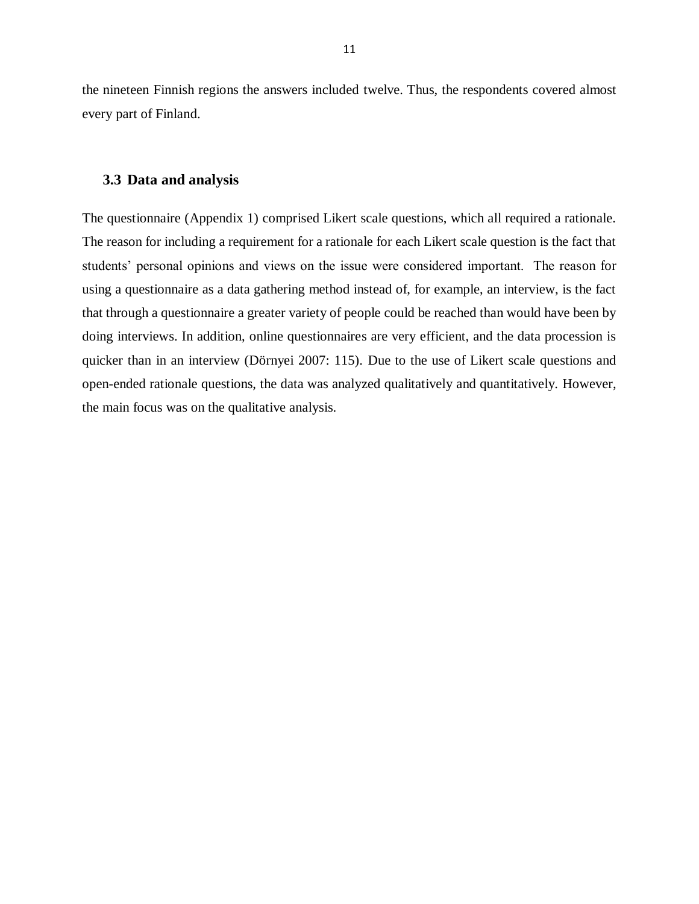the nineteen Finnish regions the answers included twelve. Thus, the respondents covered almost every part of Finland.

### 3.3 Data and analysis

The questionnaire (Appendix 1) comprised Likert scale questions, which all required a rationale. The reason for including a requirement for a rationale for each Likert scale question is the fact that students' personal opinions and views on the issue were considered important. The reason for using a questionnaire as a data gathering method instead of, for example, an interview, is the fact that through a questionnaire a greater variety of people could be reached than would have been by doing interviews. In addition, online questionnaires are very efficient, and the data procession is quicker than in an interview (Dörnyei 2007: 115). Due to the use of Likert scale questions and open-ended rationale questions, the data was analyzed qualitatively and quantitatively. However, the main focus was on the qualitative analysis.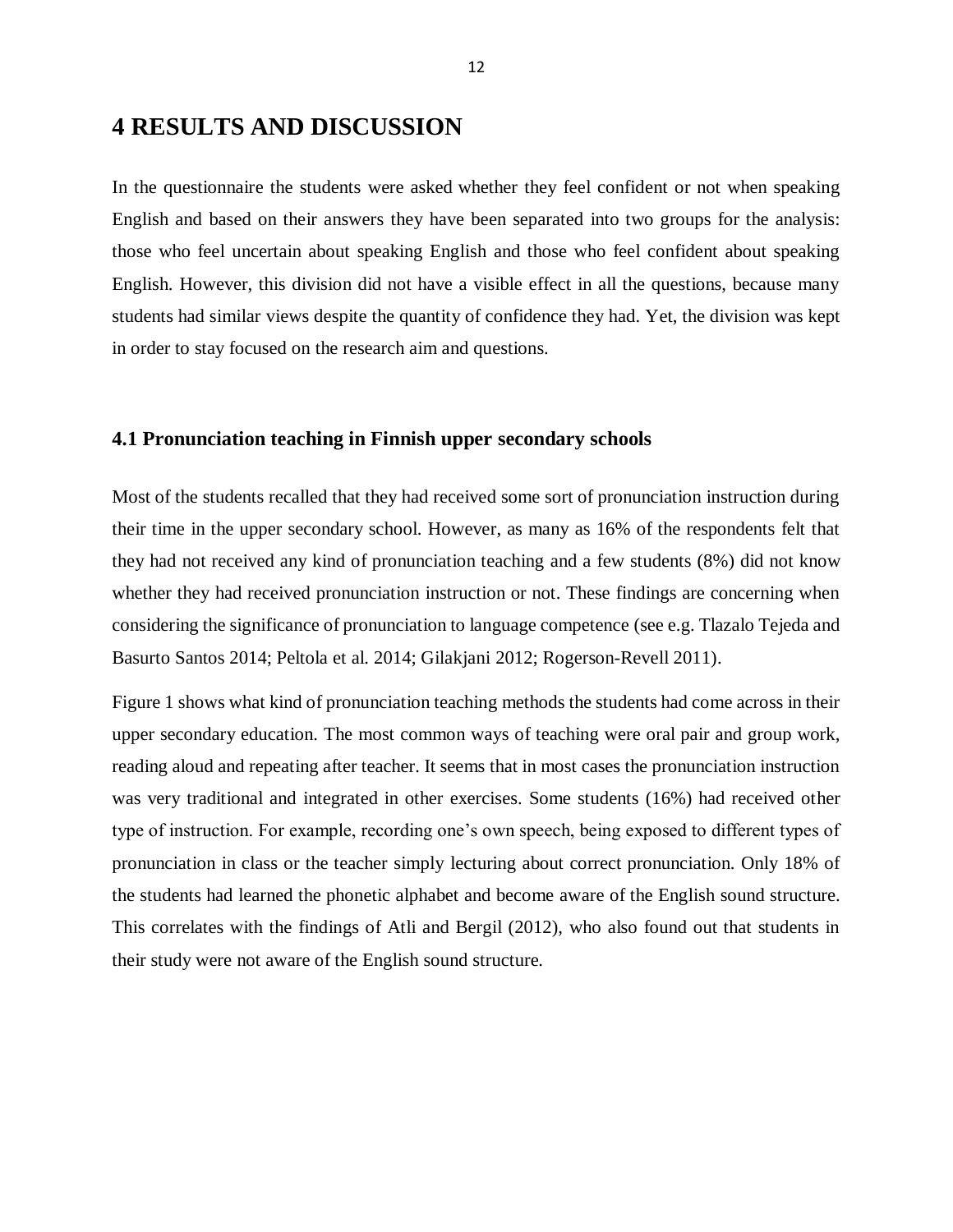# 4 RESULTS AND DISCUSSION

In the questionnaire the students were asked whether they feel confident or not when speaking English and based on their answers they have been separated into two groups for the analysis: those who feel uncertain about speaking English and those who feel confident about speaking English. However, this division did not have a visible effect in all the questions, because many students had similar views despite the quantity of confidence they had. Yet, the division was kept in order to stay focused on the research aim and questions.

## 4.1 Pronunciation teaching in Finnish upper secondary schools

Most of the students recalled that they had received some sort of pronunciation instruction during their time in the upper secondary school. However, as many as 16% of the respondents felt that they had not received any kind of pronunciation teaching and a few students (8%) did not know whether they had received pronunciation instruction or not. These findings are concerning when considering the significance of pronunciation to language competence (see e.g. Tlazalo Tejeda and Basurto Santos 2014; Peltola et al. 2014; Gilakjani 2012; Rogerson-Revell 2011).

Figure 1 shows what kind of pronunciation teaching methods the students had come across in their upper secondary education. The most common ways of teaching were oral pair and group work, reading aloud and repeating after teacher. It seems that in most cases the pronunciation instruction was very traditional and integrated in other exercises. Some students (16%) had received other type of instruction. For example, recording one's own speech, being exposed to different types of pronunciation in class or the teacher simply lecturing about correct pronunciation. Only 18% of the students had learned the phonetic alphabet and become aware of the English sound structure. This correlates with the findings of Atli and Bergil (2012), who also found out that students in their study were not aware of the English sound structure.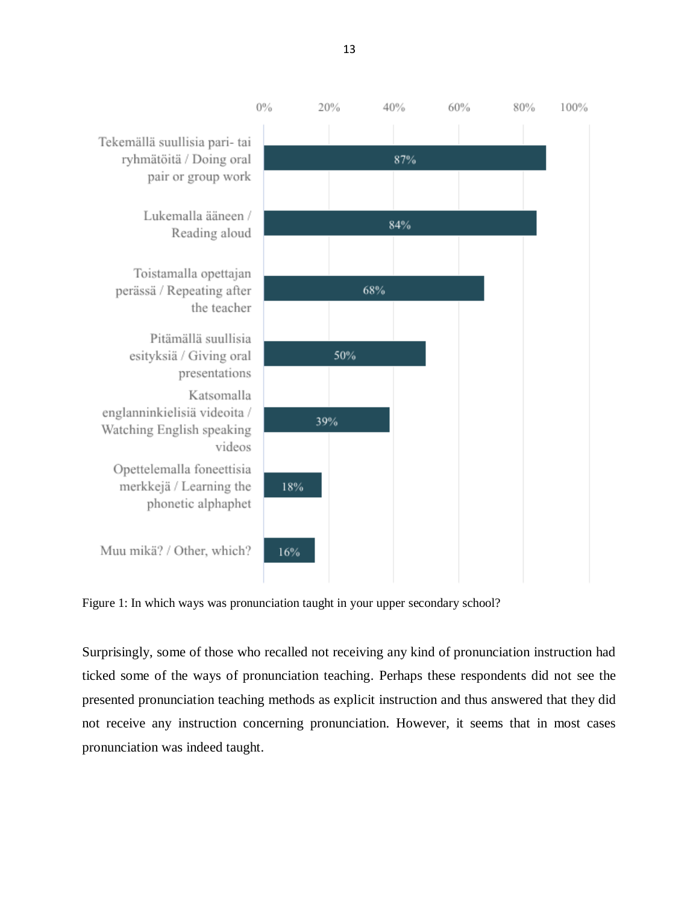| Ways of pronunciation teaching | % |
|---|---|
| Tekemällä suullisia pari- tai ryhmätöitä / Doing oral pair or group work | 87% |
| Lukemalla ääneen / Reading aloud | 84% |
| Toistamalla opettajan perässä / Repeating after the teacher | 68% |
| Pitämällä suullisia esityksiä / Giving oral presentations | 50% |
| Katsomalla englanninkielisiä videoita / Watching English speaking videos | 39% |
| Opettelemalla foneettisia merkkejä / Learning the phonetic alphaphet | 18% |
| Muu mikä? / Other, which? | 16% |

Figure 1: In which ways was pronunciation taught in your upper secondary school?

Surprisingly, some of those who recalled not receiving any kind of pronunciation instruction had ticked some of the ways of pronunciation teaching. Perhaps these respondents did not see the presented pronunciation teaching methods as explicit instruction and thus answered that they did not receive any instruction concerning pronunciation. However, it seems that in most cases pronunciation was indeed taught.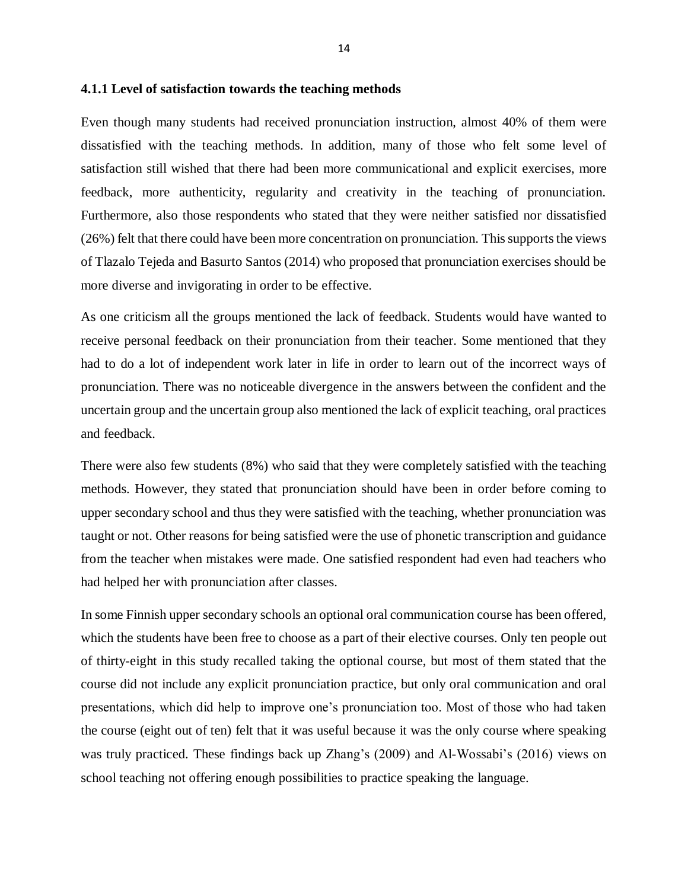### 4.1.1 Level of satisfaction towards the teaching methods

Even though many students had received pronunciation instruction, almost 40% of them were dissatisfied with the teaching methods. In addition, many of those who felt some level of satisfaction still wished that there had been more communicational and explicit exercises, more feedback, more authenticity, regularity and creativity in the teaching of pronunciation. Furthermore, also those respondents who stated that they were neither satisfied nor dissatisfied (26%) felt that there could have been more concentration on pronunciation. This supports the views of Tlazalo Tejeda and Basurto Santos (2014) who proposed that pronunciation exercises should be more diverse and invigorating in order to be effective.

As one criticism all the groups mentioned the lack of feedback. Students would have wanted to receive personal feedback on their pronunciation from their teacher. Some mentioned that they had to do a lot of independent work later in life in order to learn out of the incorrect ways of pronunciation. There was no noticeable divergence in the answers between the confident and the uncertain group and the uncertain group also mentioned the lack of explicit teaching, oral practices and feedback.

There were also few students (8%) who said that they were completely satisfied with the teaching methods. However, they stated that pronunciation should have been in order before coming to upper secondary school and thus they were satisfied with the teaching, whether pronunciation was taught or not. Other reasons for being satisfied were the use of phonetic transcription and guidance from the teacher when mistakes were made. One satisfied respondent had even had teachers who had helped her with pronunciation after classes.

In some Finnish upper secondary schools an optional oral communication course has been offered, which the students have been free to choose as a part of their elective courses. Only ten people out of thirty-eight in this study recalled taking the optional course, but most of them stated that the course did not include any explicit pronunciation practice, but only oral communication and oral presentations, which did help to improve one's pronunciation too. Most of those who had taken the course (eight out of ten) felt that it was useful because it was the only course where speaking was truly practiced. These findings back up Zhang's (2009) and Al-Wossabi's (2016) views on school teaching not offering enough possibilities to practice speaking the language.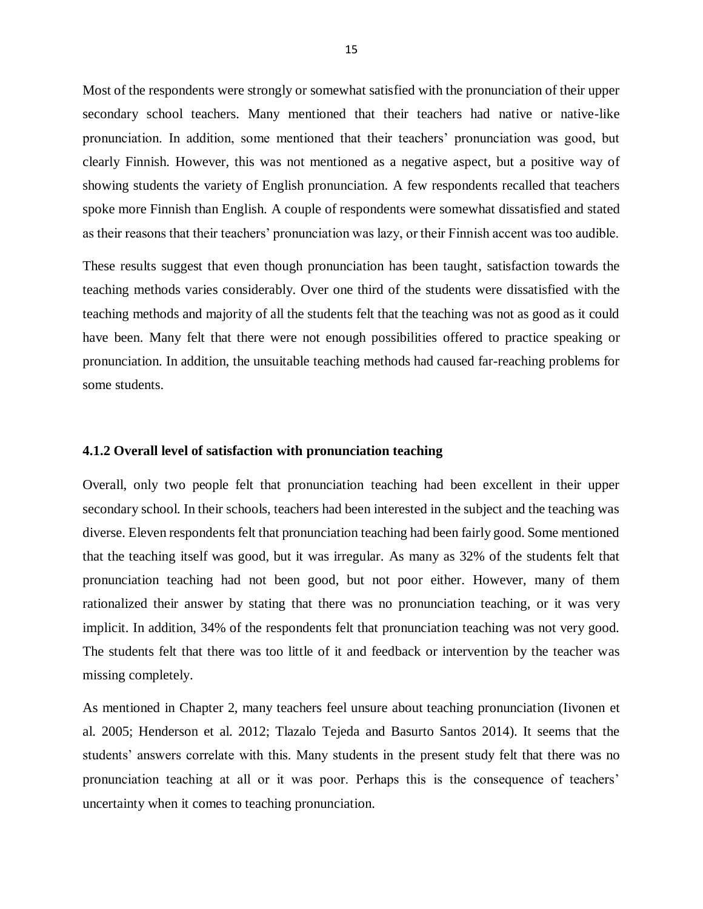Most of the respondents were strongly or somewhat satisfied with the pronunciation of their upper secondary school teachers. Many mentioned that their teachers had native or native-like pronunciation. In addition, some mentioned that their teachers' pronunciation was good, but clearly Finnish. However, this was not mentioned as a negative aspect, but a positive way of showing students the variety of English pronunciation. A few respondents recalled that teachers spoke more Finnish than English. A couple of respondents were somewhat dissatisfied and stated as their reasons that their teachers' pronunciation was lazy, or their Finnish accent was too audible.

These results suggest that even though pronunciation has been taught, satisfaction towards the teaching methods varies considerably. Over one third of the students were dissatisfied with the teaching methods and majority of all the students felt that the teaching was not as good as it could have been. Many felt that there were not enough possibilities offered to practice speaking or pronunciation. In addition, the unsuitable teaching methods had caused far-reaching problems for some students.

### 4.1.2 Overall level of satisfaction with pronunciation teaching

Overall, only two people felt that pronunciation teaching had been excellent in their upper secondary school. In their schools, teachers had been interested in the subject and the teaching was diverse. Eleven respondents felt that pronunciation teaching had been fairly good. Some mentioned that the teaching itself was good, but it was irregular. As many as 32% of the students felt that pronunciation teaching had not been good, but not poor either. However, many of them rationalized their answer by stating that there was no pronunciation teaching, or it was very implicit. In addition, 34% of the respondents felt that pronunciation teaching was not very good. The students felt that there was too little of it and feedback or intervention by the teacher was missing completely.

As mentioned in Chapter 2, many teachers feel unsure about teaching pronunciation (Iivonen et al. 2005; Henderson et al. 2012; Tlazalo Tejeda and Basurto Santos 2014). It seems that the students' answers correlate with this. Many students in the present study felt that there was no pronunciation teaching at all or it was poor. Perhaps this is the consequence of teachers' uncertainty when it comes to teaching pronunciation.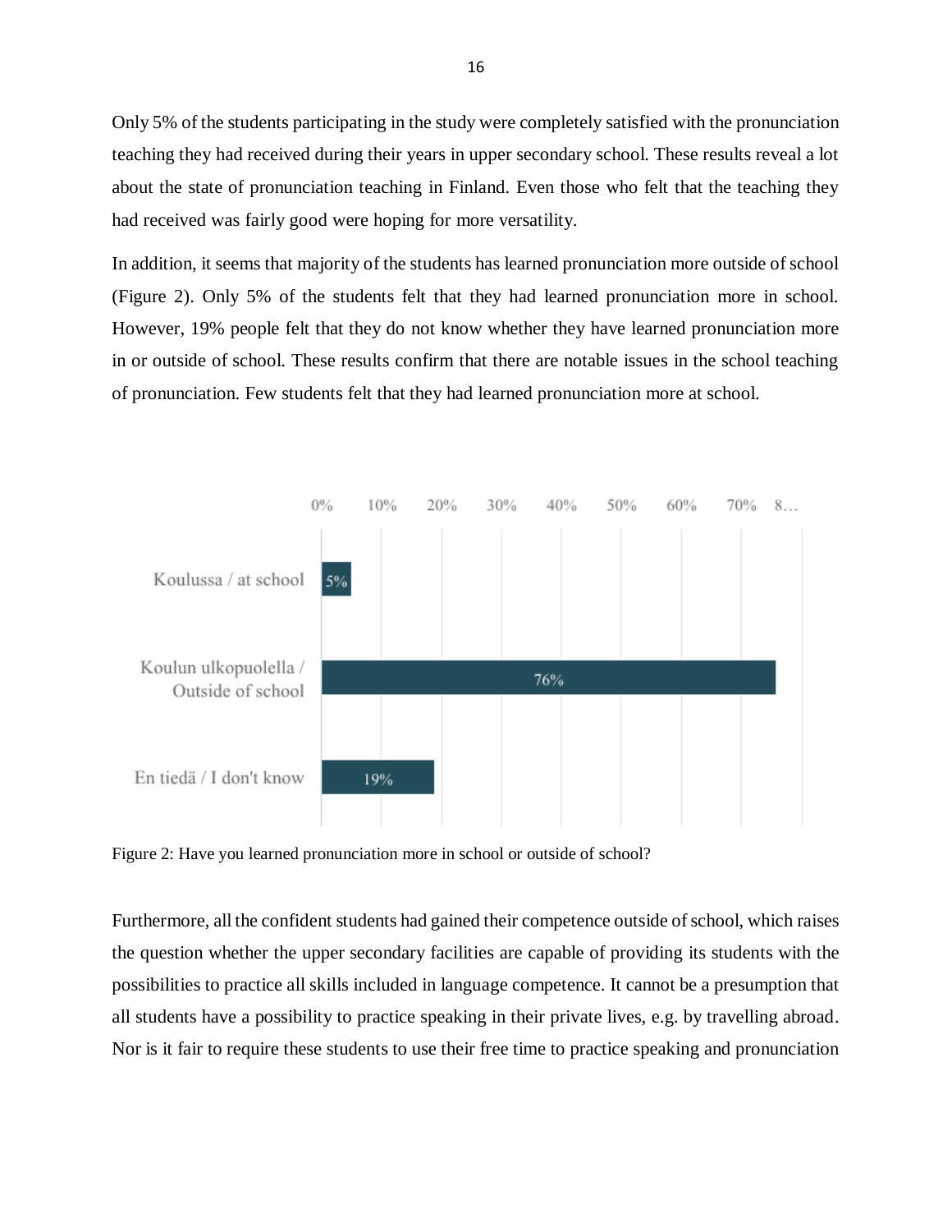Only 5% of the students participating in the study were completely satisfied with the pronunciation teaching they had received during their years in upper secondary school. These results reveal a lot about the state of pronunciation teaching in Finland. Even those who felt that the teaching they had received was fairly good were hoping for more versatility.

In addition, it seems that majority of the students has learned pronunciation more outside of school (Figure 2). Only 5% of the students felt that they had learned pronunciation more in school. However, 19% people felt that they do not know whether they have learned pronunciation more in or outside of school. These results confirm that there are notable issues in the school teaching of pronunciation. Few students felt that they had learned pronunciation more at school.

Figure 2: Have you learned pronunciation more in school or outside of school?

Furthermore, all the confident students had gained their competence outside of school, which raises the question whether the upper secondary facilities are capable of providing its students with the possibilities to practice all skills included in language competence. It cannot be a presumption that all students have a possibility to practice speaking in their private lives, e.g. by travelling abroad. Nor is it fair to require these students to use their free time to practice speaking and pronunciation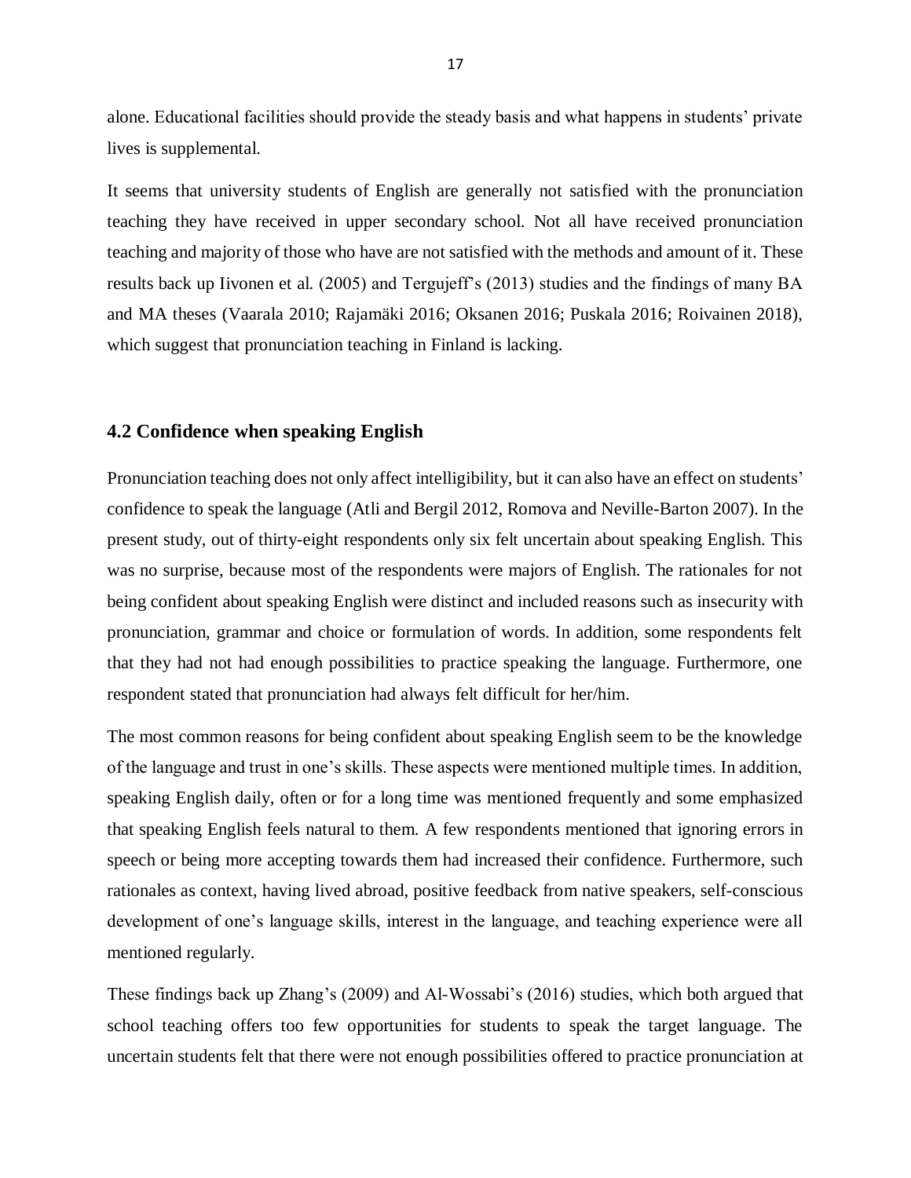alone. Educational facilities should provide the steady basis and what happens in students' private lives is supplemental.

It seems that university students of English are generally not satisfied with the pronunciation teaching they have received in upper secondary school. Not all have received pronunciation teaching and majority of those who have are not satisfied with the methods and amount of it. These results back up Iivonen et al. (2005) and Tergujeff's (2013) studies and the findings of many BA and MA theses (Vaarala 2010; Rajamäki 2016; Oksanen 2016; Puskala 2016; Roivainen 2018), which suggest that pronunciation teaching in Finland is lacking.

### 4.2 Confidence when speaking English

Pronunciation teaching does not only affect intelligibility, but it can also have an effect on students' confidence to speak the language (Atli and Bergil 2012, Romova and Neville-Barton 2007). In the present study, out of thirty-eight respondents only six felt uncertain about speaking English. This was no surprise, because most of the respondents were majors of English. The rationales for not being confident about speaking English were distinct and included reasons such as insecurity with pronunciation, grammar and choice or formulation of words. In addition, some respondents felt that they had not had enough possibilities to practice speaking the language. Furthermore, one respondent stated that pronunciation had always felt difficult for her/him.

The most common reasons for being confident about speaking English seem to be the knowledge of the language and trust in one's skills. These aspects were mentioned multiple times. In addition, speaking English daily, often or for a long time was mentioned frequently and some emphasized that speaking English feels natural to them. A few respondents mentioned that ignoring errors in speech or being more accepting towards them had increased their confidence. Furthermore, such rationales as context, having lived abroad, positive feedback from native speakers, self-conscious development of one's language skills, interest in the language, and teaching experience were all mentioned regularly.

These findings back up Zhang's (2009) and Al-Wossabi's (2016) studies, which both argued that school teaching offers too few opportunities for students to speak the target language. The uncertain students felt that there were not enough possibilities offered to practice pronunciation at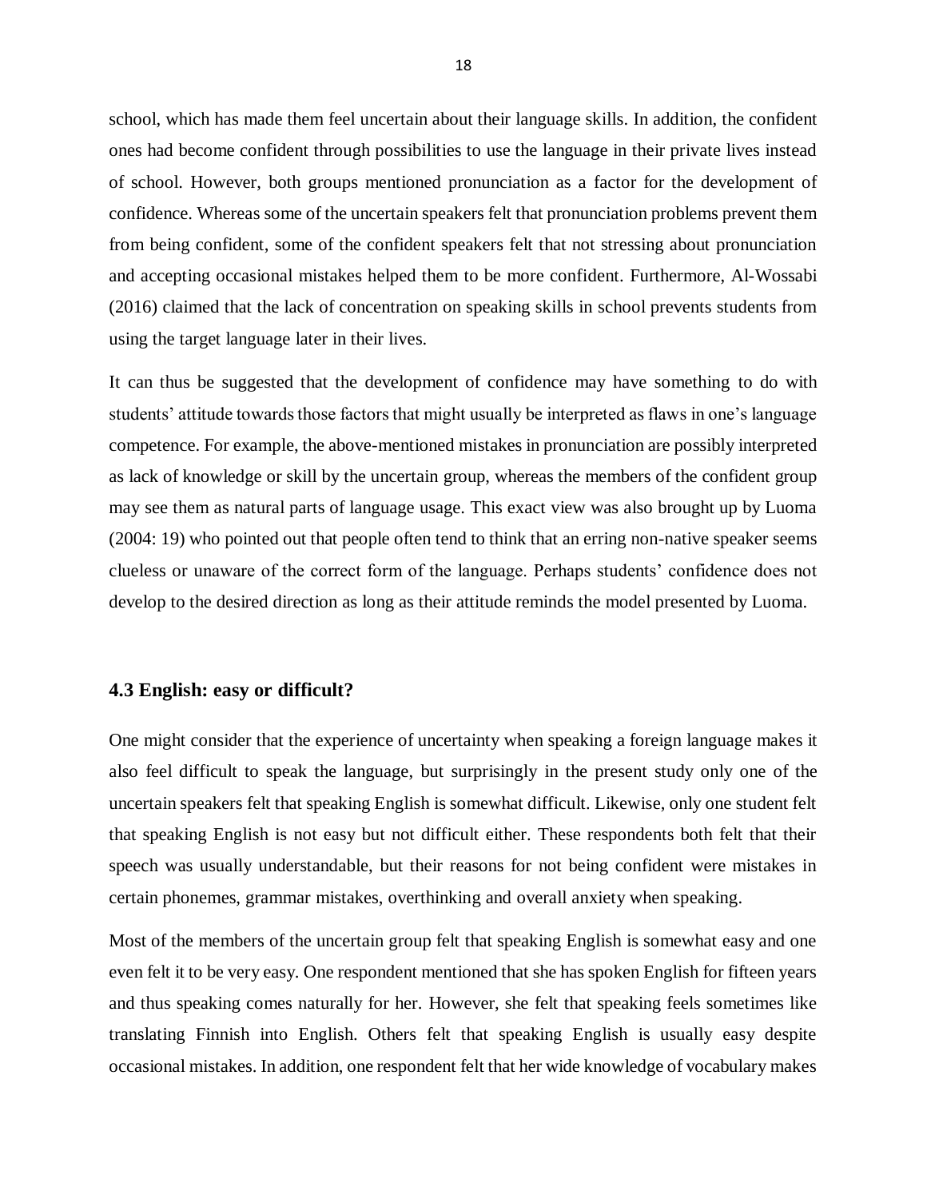school, which has made them feel uncertain about their language skills. In addition, the confident ones had become confident through possibilities to use the language in their private lives instead of school. However, both groups mentioned pronunciation as a factor for the development of confidence. Whereas some of the uncertain speakers felt that pronunciation problems prevent them from being confident, some of the confident speakers felt that not stressing about pronunciation and accepting occasional mistakes helped them to be more confident. Furthermore, Al-Wossabi (2016) claimed that the lack of concentration on speaking skills in school prevents students from using the target language later in their lives.

It can thus be suggested that the development of confidence may have something to do with students' attitude towards those factors that might usually be interpreted as flaws in one's language competence. For example, the above-mentioned mistakes in pronunciation are possibly interpreted as lack of knowledge or skill by the uncertain group, whereas the members of the confident group may see them as natural parts of language usage. This exact view was also brought up by Luoma (2004: 19) who pointed out that people often tend to think that an erring non-native speaker seems clueless or unaware of the correct form of the language. Perhaps students' confidence does not develop to the desired direction as long as their attitude reminds the model presented by Luoma.

### 4.3 English: easy or difficult?

One might consider that the experience of uncertainty when speaking a foreign language makes it also feel difficult to speak the language, but surprisingly in the present study only one of the uncertain speakers felt that speaking English is somewhat difficult. Likewise, only one student felt that speaking English is not easy but not difficult either. These respondents both felt that their speech was usually understandable, but their reasons for not being confident were mistakes in certain phonemes, grammar mistakes, overthinking and overall anxiety when speaking.

Most of the members of the uncertain group felt that speaking English is somewhat easy and one even felt it to be very easy. One respondent mentioned that she has spoken English for fifteen years and thus speaking comes naturally for her. However, she felt that speaking feels sometimes like translating Finnish into English. Others felt that speaking English is usually easy despite occasional mistakes. In addition, one respondent felt that her wide knowledge of vocabulary makes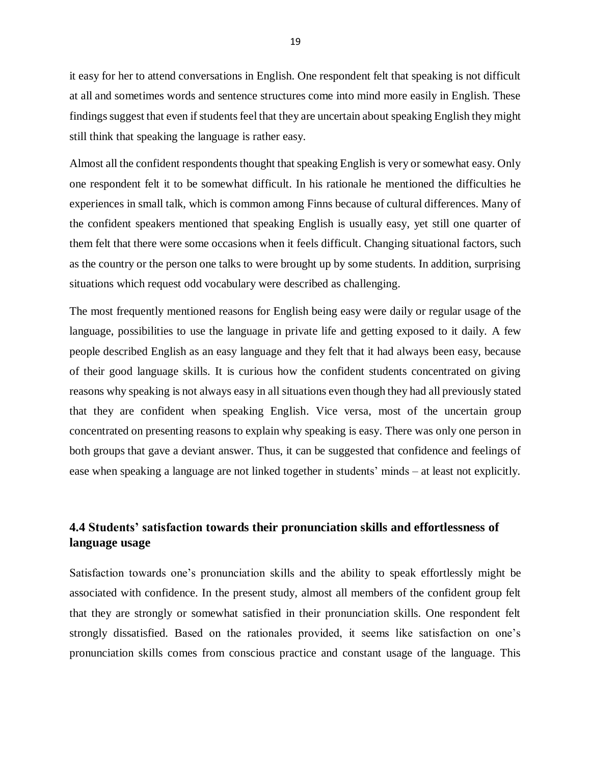it easy for her to attend conversations in English. One respondent felt that speaking is not difficult at all and sometimes words and sentence structures come into mind more easily in English. These findings suggest that even if students feel that they are uncertain about speaking English they might still think that speaking the language is rather easy.

Almost all the confident respondents thought that speaking English is very or somewhat easy. Only one respondent felt it to be somewhat difficult. In his rationale he mentioned the difficulties he experiences in small talk, which is common among Finns because of cultural differences. Many of the confident speakers mentioned that speaking English is usually easy, yet still one quarter of them felt that there were some occasions when it feels difficult. Changing situational factors, such as the country or the person one talks to were brought up by some students. In addition, surprising situations which request odd vocabulary were described as challenging.

The most frequently mentioned reasons for English being easy were daily or regular usage of the language, possibilities to use the language in private life and getting exposed to it daily. A few people described English as an easy language and they felt that it had always been easy, because of their good language skills. It is curious how the confident students concentrated on giving reasons why speaking is not always easy in all situations even though they had all previously stated that they are confident when speaking English. Vice versa, most of the uncertain group concentrated on presenting reasons to explain why speaking is easy. There was only one person in both groups that gave a deviant answer. Thus, it can be suggested that confidence and feelings of ease when speaking a language are not linked together in students' minds – at least not explicitly.

## 4.4 Students' satisfaction towards their pronunciation skills and effortlessness of language usage

Satisfaction towards one's pronunciation skills and the ability to speak effortlessly might be associated with confidence. In the present study, almost all members of the confident group felt that they are strongly or somewhat satisfied in their pronunciation skills. One respondent felt strongly dissatisfied. Based on the rationales provided, it seems like satisfaction on one's pronunciation skills comes from conscious practice and constant usage of the language. This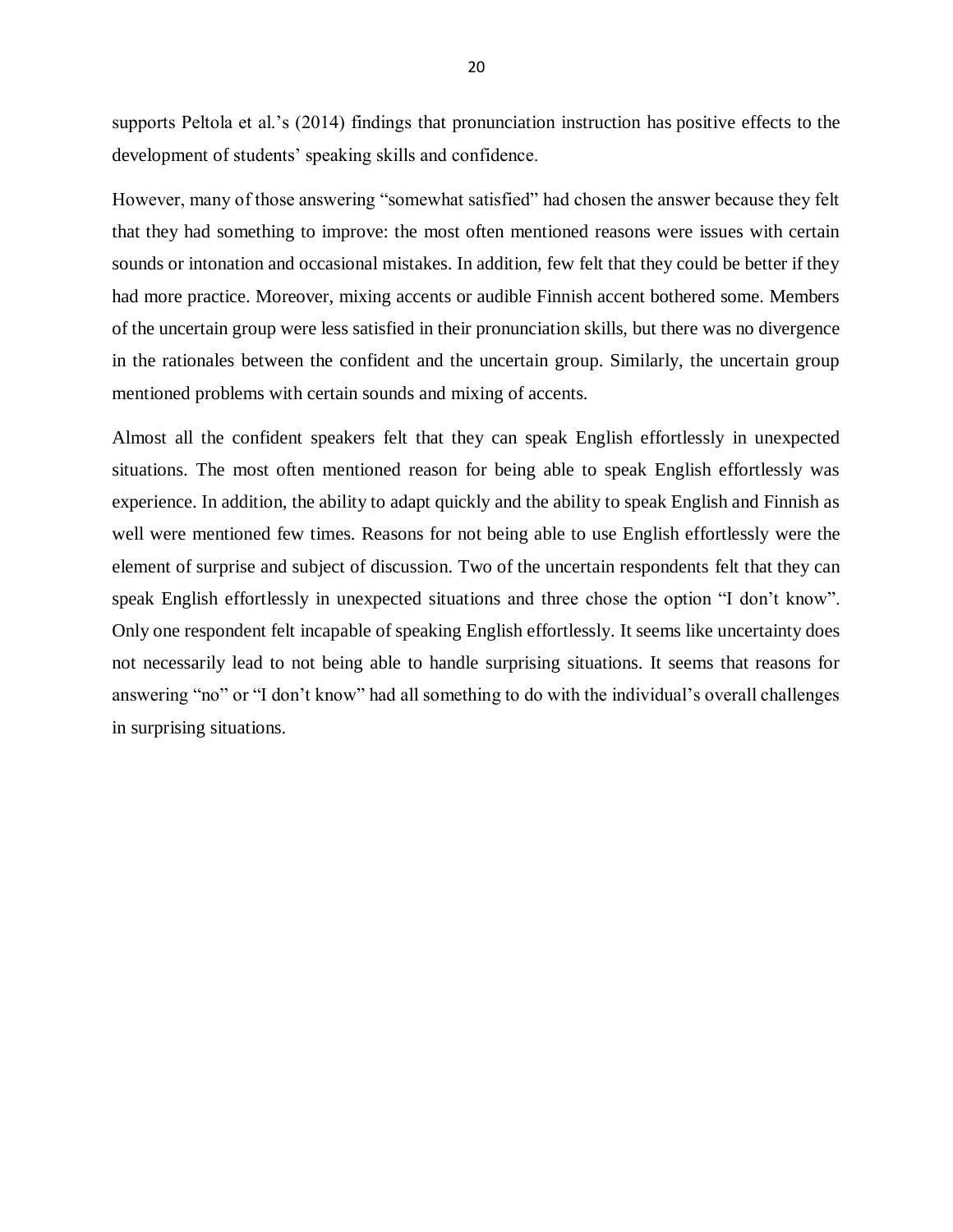supports Peltola et al.'s (2014) findings that pronunciation instruction has positive effects to the development of students' speaking skills and confidence.

However, many of those answering "somewhat satisfied" had chosen the answer because they felt that they had something to improve: the most often mentioned reasons were issues with certain sounds or intonation and occasional mistakes. In addition, few felt that they could be better if they had more practice. Moreover, mixing accents or audible Finnish accent bothered some. Members of the uncertain group were less satisfied in their pronunciation skills, but there was no divergence in the rationales between the confident and the uncertain group. Similarly, the uncertain group mentioned problems with certain sounds and mixing of accents.

Almost all the confident speakers felt that they can speak English effortlessly in unexpected situations. The most often mentioned reason for being able to speak English effortlessly was experience. In addition, the ability to adapt quickly and the ability to speak English and Finnish as well were mentioned few times. Reasons for not being able to use English effortlessly were the element of surprise and subject of discussion. Two of the uncertain respondents felt that they can speak English effortlessly in unexpected situations and three chose the option "I don't know". Only one respondent felt incapable of speaking English effortlessly. It seems like uncertainty does not necessarily lead to not being able to handle surprising situations. It seems that reasons for answering "no" or "I don't know" had all something to do with the individual's overall challenges in surprising situations.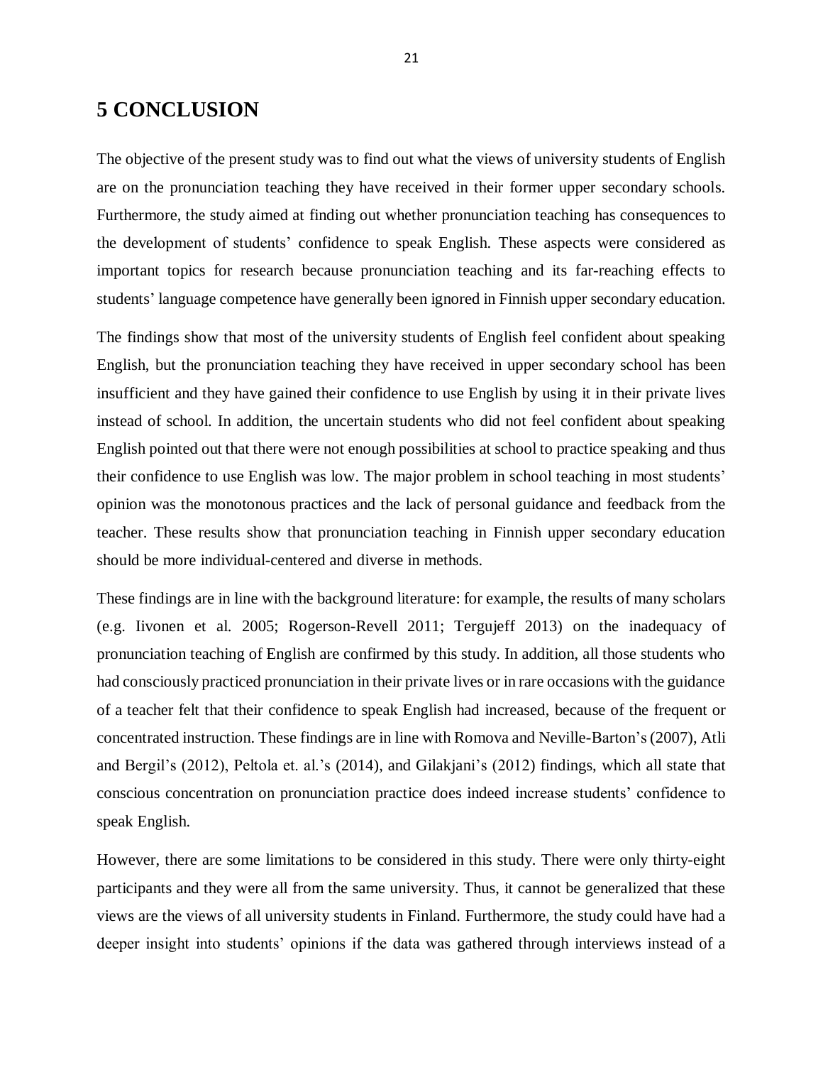# 5 CONCLUSION

The objective of the present study was to find out what the views of university students of English are on the pronunciation teaching they have received in their former upper secondary schools. Furthermore, the study aimed at finding out whether pronunciation teaching has consequences to the development of students' confidence to speak English. These aspects were considered as important topics for research because pronunciation teaching and its far-reaching effects to students' language competence have generally been ignored in Finnish upper secondary education.

The findings show that most of the university students of English feel confident about speaking English, but the pronunciation teaching they have received in upper secondary school has been insufficient and they have gained their confidence to use English by using it in their private lives instead of school. In addition, the uncertain students who did not feel confident about speaking English pointed out that there were not enough possibilities at school to practice speaking and thus their confidence to use English was low. The major problem in school teaching in most students' opinion was the monotonous practices and the lack of personal guidance and feedback from the teacher. These results show that pronunciation teaching in Finnish upper secondary education should be more individual-centered and diverse in methods.

These findings are in line with the background literature: for example, the results of many scholars (e.g. Iivonen et al. 2005; Rogerson-Revell 2011; Tergujeff 2013) on the inadequacy of pronunciation teaching of English are confirmed by this study. In addition, all those students who had consciously practiced pronunciation in their private lives or in rare occasions with the guidance of a teacher felt that their confidence to speak English had increased, because of the frequent or concentrated instruction. These findings are in line with Romova and Neville-Barton's (2007), Atli and Bergil's (2012), Peltola et. al.'s (2014), and Gilakjani's (2012) findings, which all state that conscious concentration on pronunciation practice does indeed increase students' confidence to speak English.

However, there are some limitations to be considered in this study. There were only thirty-eight participants and they were all from the same university. Thus, it cannot be generalized that these views are the views of all university students in Finland. Furthermore, the study could have had a deeper insight into students' opinions if the data was gathered through interviews instead of a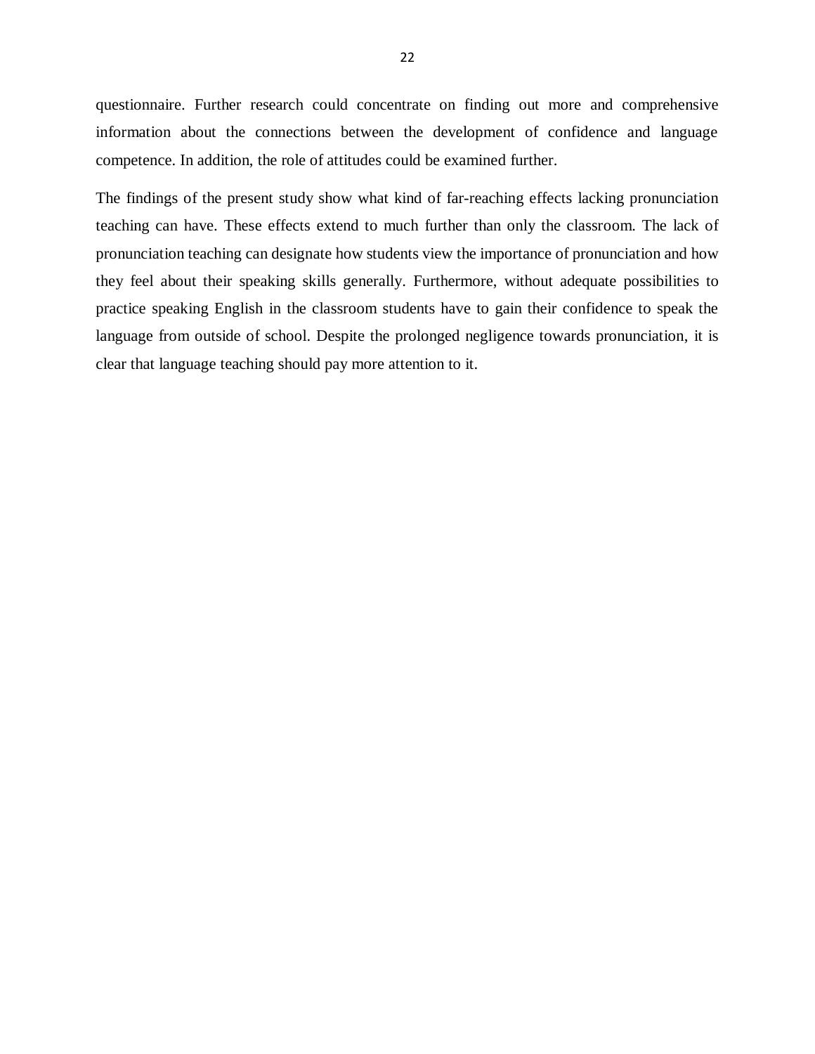questionnaire. Further research could concentrate on finding out more and comprehensive information about the connections between the development of confidence and language competence. In addition, the role of attitudes could be examined further.

The findings of the present study show what kind of far-reaching effects lacking pronunciation teaching can have. These effects extend to much further than only the classroom. The lack of pronunciation teaching can designate how students view the importance of pronunciation and how they feel about their speaking skills generally. Furthermore, without adequate possibilities to practice speaking English in the classroom students have to gain their confidence to speak the language from outside of school. Despite the prolonged negligence towards pronunciation, it is clear that language teaching should pay more attention to it.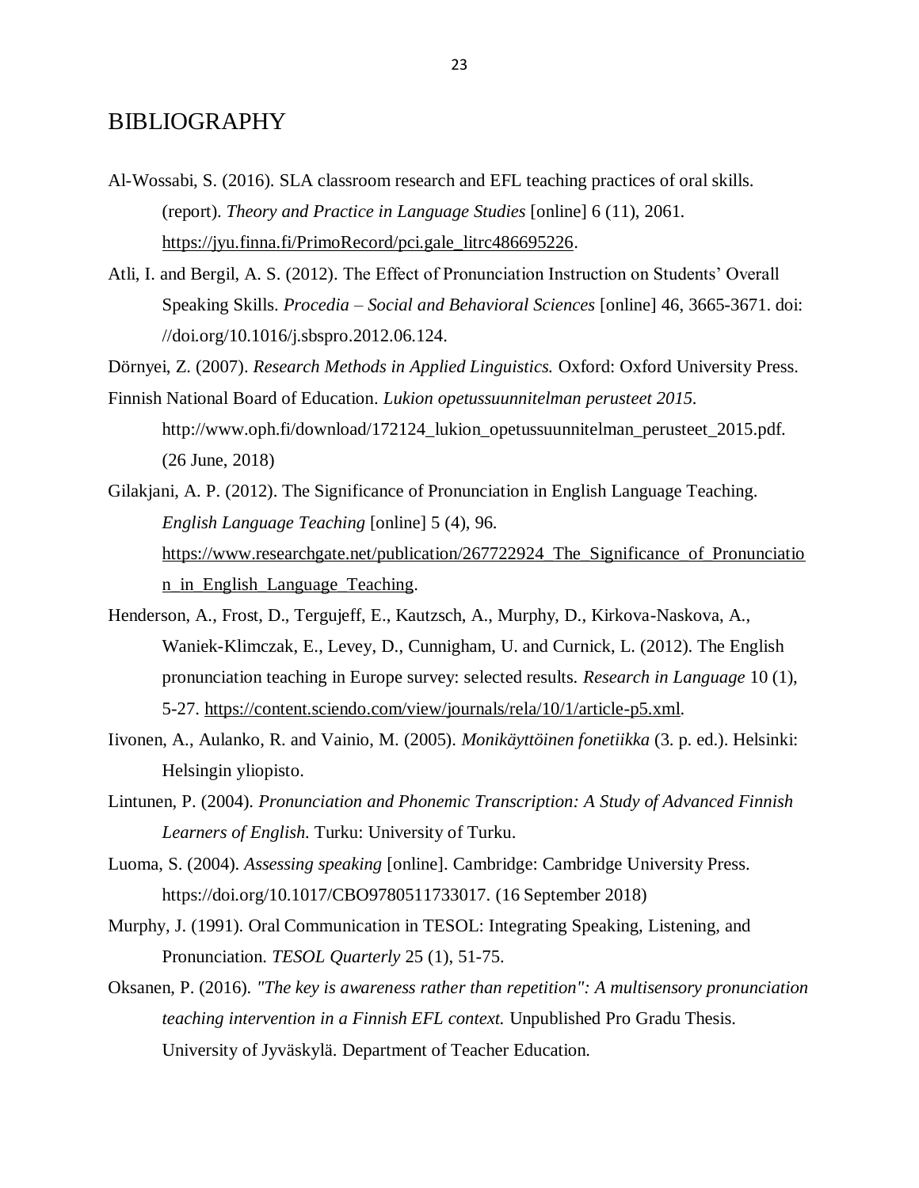# BIBLIOGRAPHY

Al-Wossabi, S. (2016). SLA classroom research and EFL teaching practices of oral skills. (report). *Theory and Practice in Language Studies* [online] 6 (11), 2061. https://jyu.finna.fi/PrimoRecord/pci.gale_litrc486695226.

Atli, I. and Bergil, A. S. (2012). The Effect of Pronunciation Instruction on Students' Overall Speaking Skills. *Procedia – Social and Behavioral Sciences* [online] 46, 3665-3671. doi: //doi.org/10.1016/j.sbspro.2012.06.124.

Dörnyei, Z. (2007). *Research Methods in Applied Linguistics.* Oxford: Oxford University Press.

Finnish National Board of Education. *Lukion opetussuunnitelman perusteet 2015.* http://www.oph.fi/download/172124_lukion_opetussuunnitelman_perusteet_2015.pdf. (26 June, 2018)

Gilakjani, A. P. (2012). The Significance of Pronunciation in English Language Teaching. *English Language Teaching* [online] 5 (4), 96. https://www.researchgate.net/publication/267722924_The_Significance_of_Pronunciation_in_English_Language_Teaching.

Henderson, A., Frost, D., Tergujeff, E., Kautzsch, A., Murphy, D., Kirkova-Naskova, A., Waniek-Klimczak, E., Levey, D., Cunnigham, U. and Curnick, L. (2012). The English pronunciation teaching in Europe survey: selected results. *Research in Language* 10 (1), 5-27. https://content.sciendo.com/view/journals/rela/10/1/article-p5.xml.

Iivonen, A., Aulanko, R. and Vainio, M. (2005). *Monikäyttöinen fonetiikka* (3. p. ed.). Helsinki: Helsingin yliopisto.

Lintunen, P. (2004). *Pronunciation and Phonemic Transcription: A Study of Advanced Finnish Learners of English.* Turku: University of Turku.

Luoma, S. (2004). *Assessing speaking* [online]. Cambridge: Cambridge University Press. https://doi.org/10.1017/CBO9780511733017. (16 September 2018)

Murphy, J. (1991). Oral Communication in TESOL: Integrating Speaking, Listening, and Pronunciation. *TESOL Quarterly* 25 (1), 51-75.

Oksanen, P. (2016). *"The key is awareness rather than repetition": A multisensory pronunciation teaching intervention in a Finnish EFL context.* Unpublished Pro Gradu Thesis. University of Jyväskylä. Department of Teacher Education.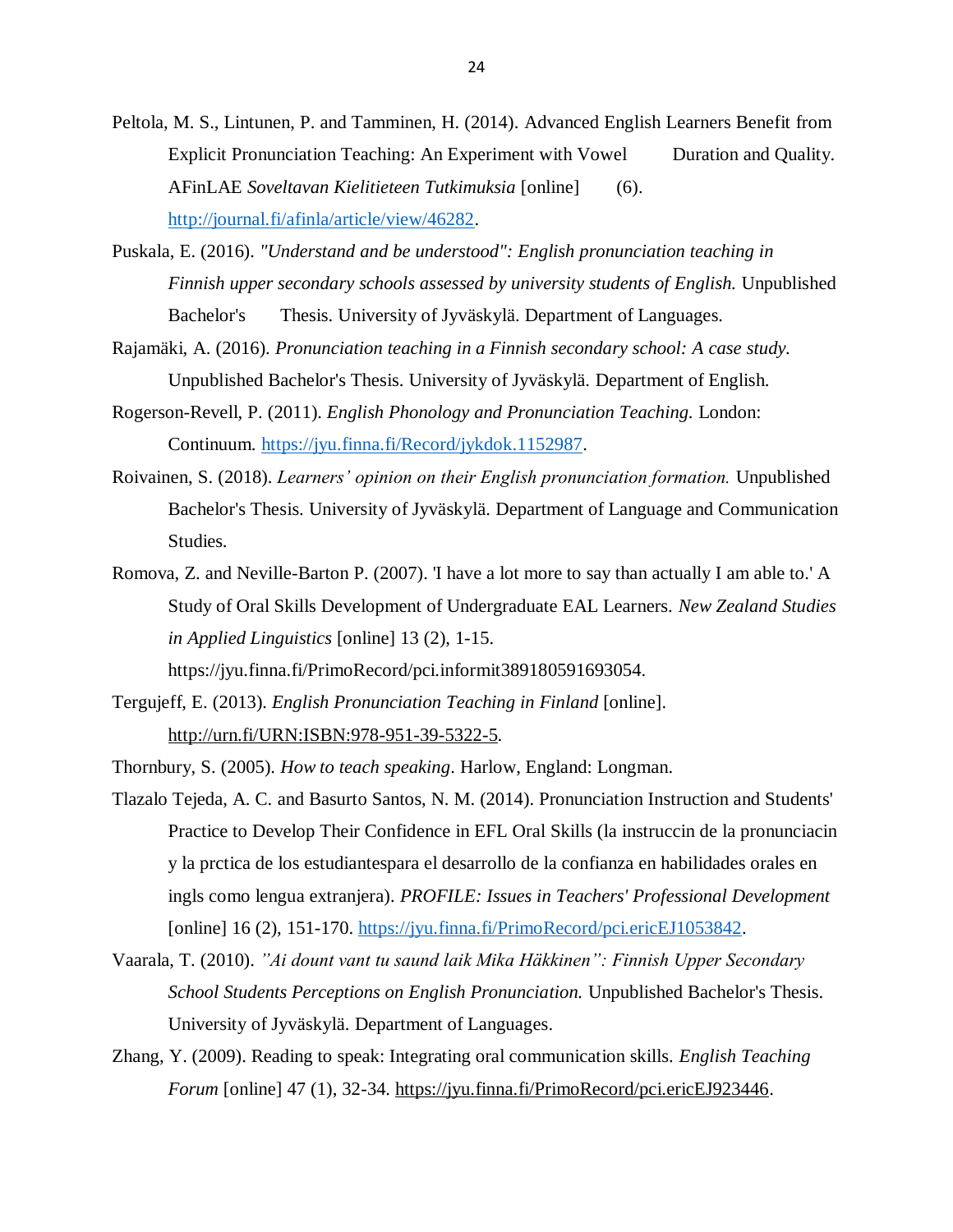Peltola, M. S., Lintunen, P. and Tamminen, H. (2014). Advanced English Learners Benefit from Explicit Pronunciation Teaching: An Experiment with Vowel Duration and Quality. AFinLAE *Soveltavan Kielitieteen Tutkimuksia* [online] (6). http://journal.fi/afinla/article/view/46282.

Puskala, E. (2016). *"Understand and be understood": English pronunciation teaching in Finnish upper secondary schools assessed by university students of English.* Unpublished Bachelor's Thesis. University of Jyväskylä. Department of Languages.

Rajamäki, A. (2016). *Pronunciation teaching in a Finnish secondary school: A case study.* Unpublished Bachelor's Thesis. University of Jyväskylä. Department of English.

Rogerson-Revell, P. (2011). *English Phonology and Pronunciation Teaching.* London: Continuum. https://jyu.finna.fi/Record/jykdok.1152987.

Roivainen, S. (2018). *Learners' opinion on their English pronunciation formation.* Unpublished Bachelor's Thesis. University of Jyväskylä. Department of Language and Communication Studies.

Romova, Z. and Neville-Barton P. (2007). 'I have a lot more to say than actually I am able to.' A Study of Oral Skills Development of Undergraduate EAL Learners. *New Zealand Studies in Applied Linguistics* [online] 13 (2), 1-15. https://jyu.finna.fi/PrimoRecord/pci.informit389180591693054.

Tergujeff, E. (2013). *English Pronunciation Teaching in Finland* [online]. http://urn.fi/URN:ISBN:978-951-39-5322-5.

Thornbury, S. (2005). *How to teach speaking*. Harlow, England: Longman.

Tlazalo Tejeda, A. C. and Basurto Santos, N. M. (2014). Pronunciation Instruction and Students' Practice to Develop Their Confidence in EFL Oral Skills (la instruccin de la pronunciacin y la prctica de los estudiantespara el desarrollo de la confianza en habilidades orales en ingls como lengua extranjera). *PROFILE: Issues in Teachers' Professional Development* [online] 16 (2), 151-170. https://jyu.finna.fi/PrimoRecord/pci.ericEJ1053842.

Vaarala, T. (2010). *"Ai dount vant tu saund laik Mika Häkkinen": Finnish Upper Secondary School Students Perceptions on English Pronunciation.* Unpublished Bachelor's Thesis. University of Jyväskylä. Department of Languages.

Zhang, Y. (2009). Reading to speak: Integrating oral communication skills. *English Teaching Forum* [online] 47 (1), 32-34. https://jyu.finna.fi/PrimoRecord/pci.ericEJ923446.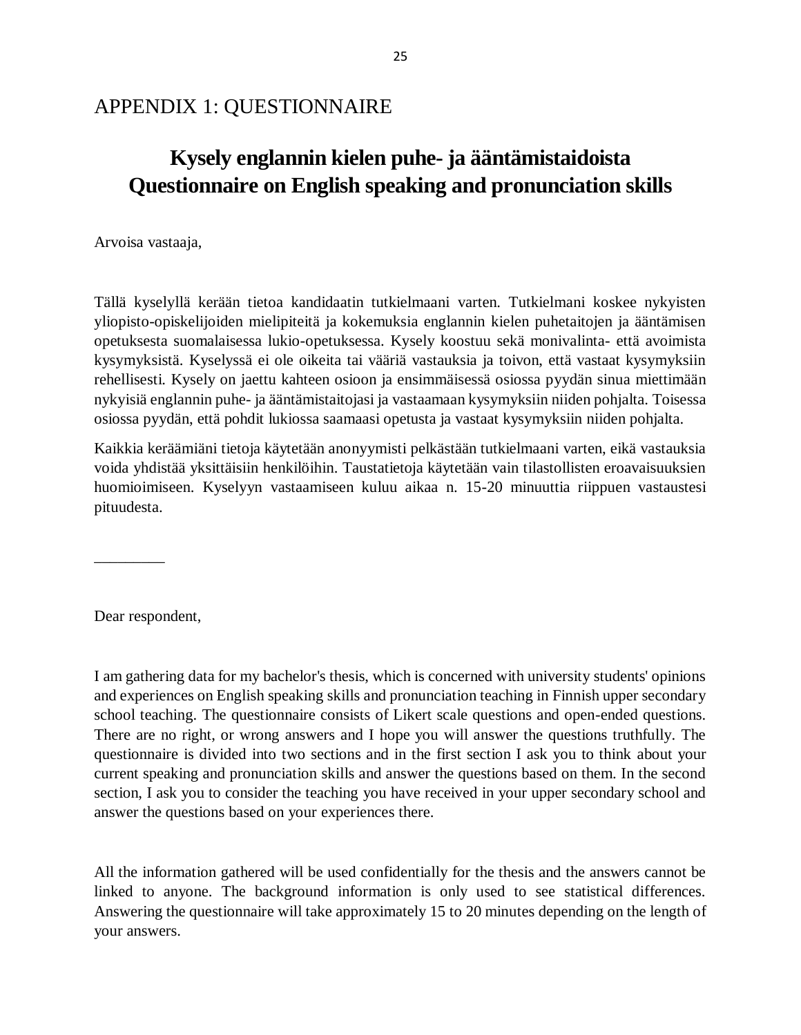# APPENDIX 1: QUESTIONNAIRE

## Kysely englannin kielen puhe- ja ääntämistaidoista
## Questionnaire on English speaking and pronunciation skills

Arvoisa vastaaja,

Tällä kyselyllä kerään tietoa kandidaatin tutkielmaani varten. Tutkielmani koskee nykyisten yliopisto-opiskelijoiden mielipiteitä ja kokemuksia englannin kielen puhetaitojen ja ääntämisen opetuksesta suomalaisessa lukio-opetuksessa. Kysely koostuu sekä monivalinta- että avoimista kysymyksistä. Kyselyssä ei ole oikeita tai vääriä vastauksia ja toivon, että vastaat kysymyksiin rehellisesti. Kysely on jaettu kahteen osioon ja ensimmäisessä osiossa pyydän sinua miettimään nykyisiä englannin puhe- ja ääntämistaitojasi ja vastaamaan kysymyksiin niiden pohjalta. Toisessa osiossa pyydän, että pohdit lukiossa saamaasi opetusta ja vastaat kysymyksiin niiden pohjalta.

Kaikkia keräämiäni tietoja käytetään anonyymisti pelkästään tutkielmaani varten, eikä vastauksia voida yhdistää yksittäisiin henkilöihin. Taustatietoja käytetään vain tilastollisten eroavaisuuksien huomioimiseen. Kyselyyn vastaamiseen kuluu aikaa n. 15-20 minuuttia riippuen vastaustesi pituudesta.

_________

Dear respondent,

I am gathering data for my bachelor's thesis, which is concerned with university students' opinions and experiences on English speaking skills and pronunciation teaching in Finnish upper secondary school teaching. The questionnaire consists of Likert scale questions and open-ended questions. There are no right, or wrong answers and I hope you will answer the questions truthfully. The questionnaire is divided into two sections and in the first section I ask you to think about your current speaking and pronunciation skills and answer the questions based on them. In the second section, I ask you to consider the teaching you have received in your upper secondary school and answer the questions based on your experiences there.

All the information gathered will be used confidentially for the thesis and the answers cannot be linked to anyone. The background information is only used to see statistical differences. Answering the questionnaire will take approximately 15 to 20 minutes depending on the length of your answers.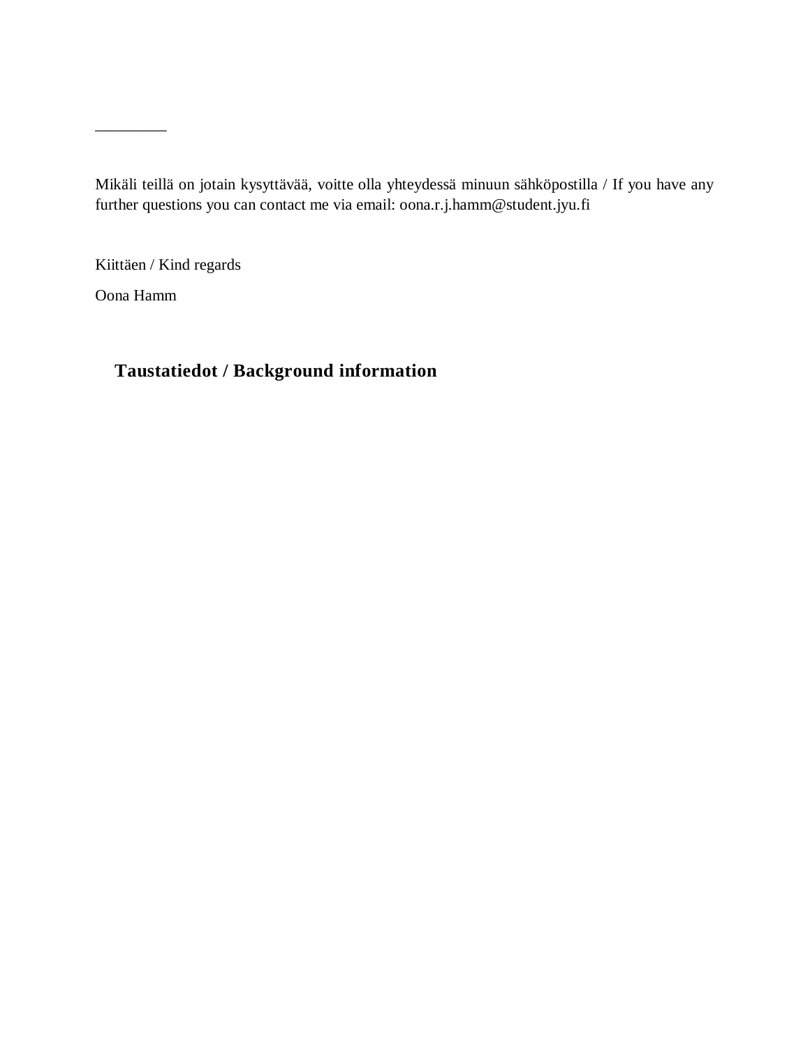_________

Mikäli teillä on jotain kysyttävää, voitte olla yhteydessä minuun sähköpostilla / If you have any further questions you can contact me via email: oona.r.j.hamm@student.jyu.fi

Kiittäen / Kind regards

Oona Hamm

## Taustatiedot / Background information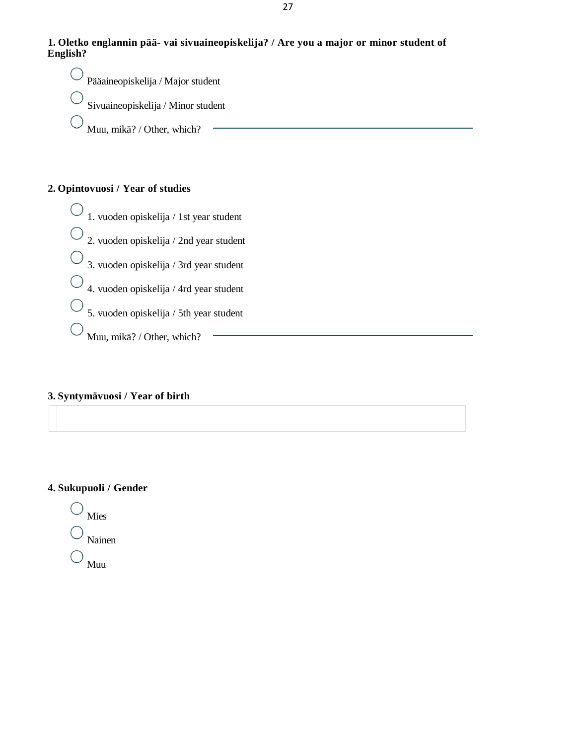**1. Oletko englannin pää- vai sivuaineopiskelija? / Are you a major or minor student of English?**

- ○ Pääaineopiskelija / Major student
- ○ Sivuaineopiskelija / Minor student
- ○ Muu, mikä? / Other, which? ____________________

**2. Opintovuosi / Year of studies**

- ○ 1. vuoden opiskelija / 1st year student
- ○ 2. vuoden opiskelija / 2nd year student
- ○ 3. vuoden opiskelija / 3rd year student
- ○ 4. vuoden opiskelija / 4rd year student
- ○ 5. vuoden opiskelija / 5th year student
- ○ Muu, mikä? / Other, which? ____________________

**3. Syntymävuosi / Year of birth**

____________________

**4. Sukupuoli / Gender**

- ○ Mies
- ○ Nainen
- ○ Muu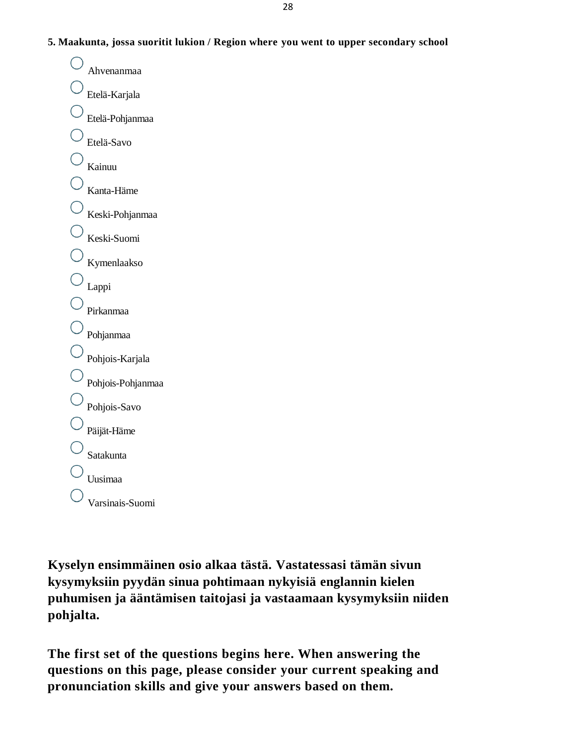**5. Maakunta, jossa suoritit lukion / Region where you went to upper secondary school**

- Ahvenanmaa
- Etelä-Karjala
- Etelä-Pohjanmaa
- Etelä-Savo
- Kainuu
- Kanta-Häme
- Keski-Pohjanmaa
- Keski-Suomi
- Kymenlaakso
- Lappi
- Pirkanmaa
- Pohjanmaa
- Pohjois-Karjala
- Pohjois-Pohjanmaa
- Pohjois-Savo
- Päijät-Häme
- Satakunta
- Uusimaa
- Varsinais-Suomi

**Kyselyn ensimmäinen osio alkaa tästä. Vastatessasi tämän sivun kysymyksiin pyydän sinua pohtimaan nykyisiä englannin kielen puhumisen ja ääntämisen taitojasi ja vastaamaan kysymyksiin niiden pohjalta.**

**The first set of the questions begins here. When answering the questions on this page, please consider your current speaking and pronunciation skills and give your answers based on them.**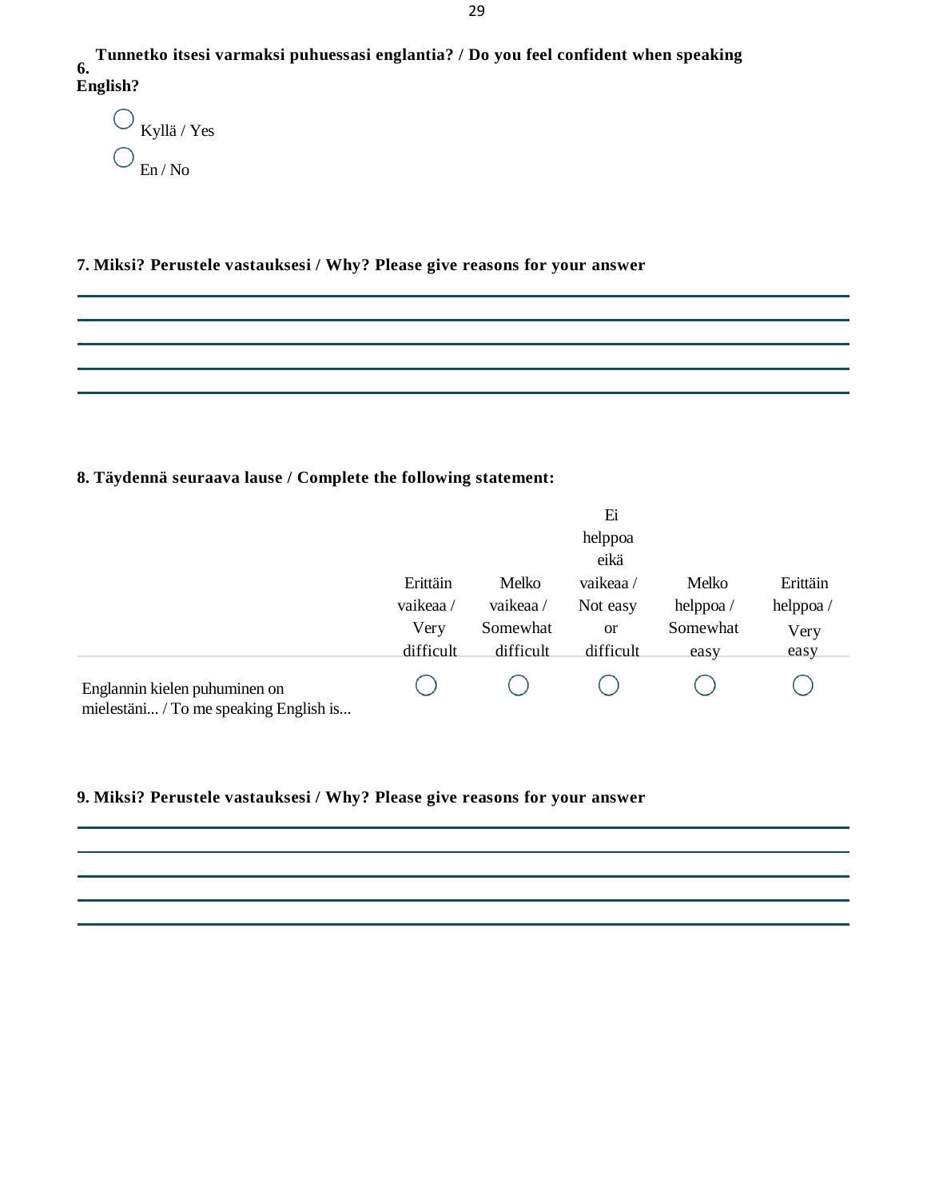**6. Tunnetko itsesi varmaksi puhuessasi englantia? / Do you feel confident when speaking English?**

◯ Kyllä / Yes

◯ En / No

**7. Miksi? Perustele vastauksesi / Why? Please give reasons for your answer**

______________________________________________________________________

______________________________________________________________________

______________________________________________________________________

______________________________________________________________________

______________________________________________________________________

**8. Täydennä seuraava lause / Complete the following statement:**

| | Erittäin vaikeaa / Very difficult | Melko vaikeaa / Somewhat difficult | Ei helppoa eikä vaikeaa / Not easy or difficult | Melko helppoa / Somewhat easy | Erittäin helppoa / Very easy |
|---|---|---|---|---|---|
| Englannin kielen puhuminen on mielestäni... / To me speaking English is... | ◯ | ◯ | ◯ | ◯ | ◯ |

**9. Miksi? Perustele vastauksesi / Why? Please give reasons for your answer**

______________________________________________________________________

______________________________________________________________________

______________________________________________________________________

______________________________________________________________________

______________________________________________________________________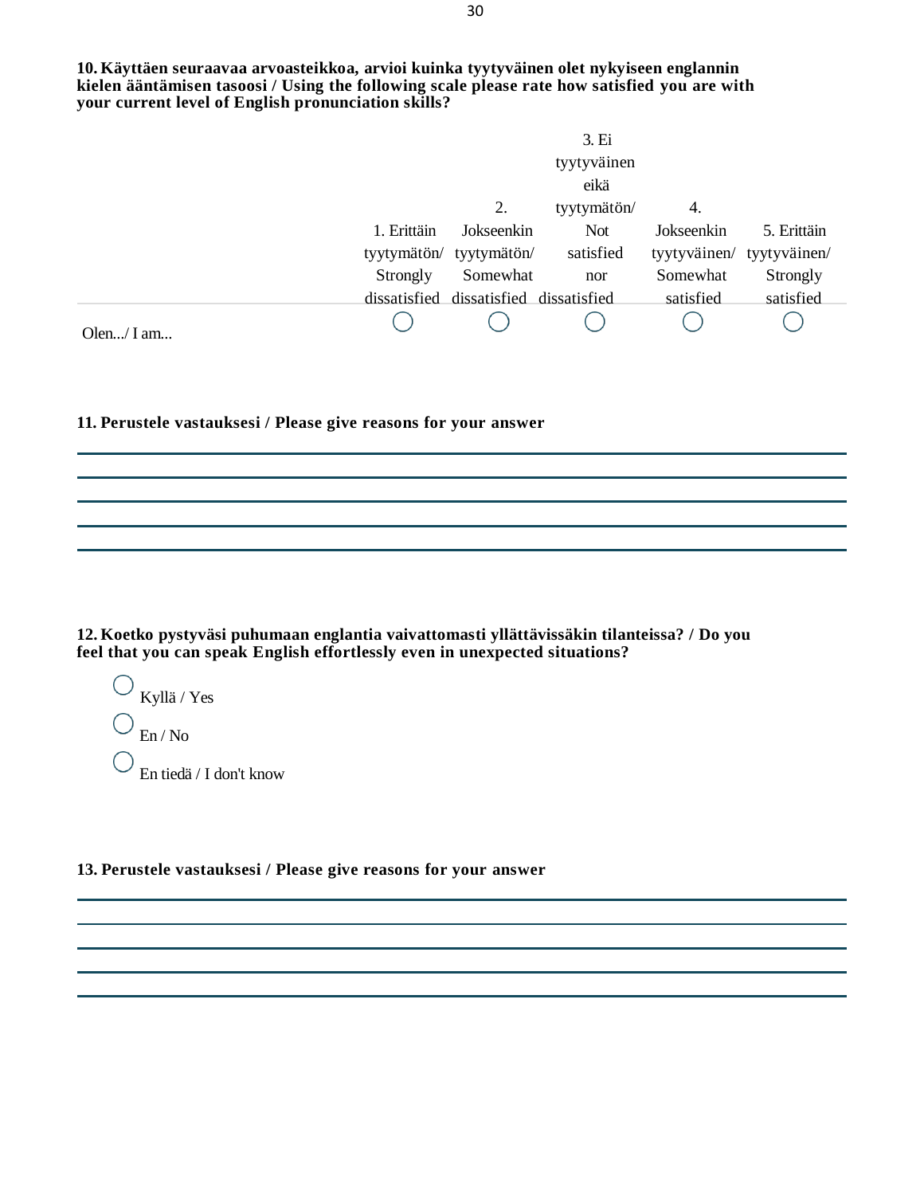**10. Käyttäen seuraavaa arvoasteikkoa, arvioi kuinka tyytyväinen olet nykyiseen englannin kielen ääntämisen tasoosi / Using the following scale please rate how satisfied you are with your current level of English pronunciation skills?**

| | 1. Erittäin tyytymätön/ Strongly dissatisfied | 2. Jokseenkin tyytymätön/ Somewhat dissatisfied | 3. Ei tyytyväinen eikä tyytymätön/ Not satisfied nor dissatisfied | 4. Jokseenkin tyytyväinen/ Somewhat satisfied | 5. Erittäin tyytyväinen/ Strongly satisfied |
|---|---|---|---|---|---|
| Olen.../ I am... | ◯ | ◯ | ◯ | ◯ | ◯ |

**11. Perustele vastauksesi / Please give reasons for your answer**

______________________________________________________________________

______________________________________________________________________

______________________________________________________________________

______________________________________________________________________

______________________________________________________________________

**12. Koetko pystyväsi puhumaan englantia vaivattomasti yllättävissäkin tilanteissa? / Do you feel that you can speak English effortlessly even in unexpected situations?**

◯ Kyllä / Yes

◯ En / No

◯ En tiedä / I don't know

**13. Perustele vastauksesi / Please give reasons for your answer**

______________________________________________________________________

______________________________________________________________________

______________________________________________________________________

______________________________________________________________________

______________________________________________________________________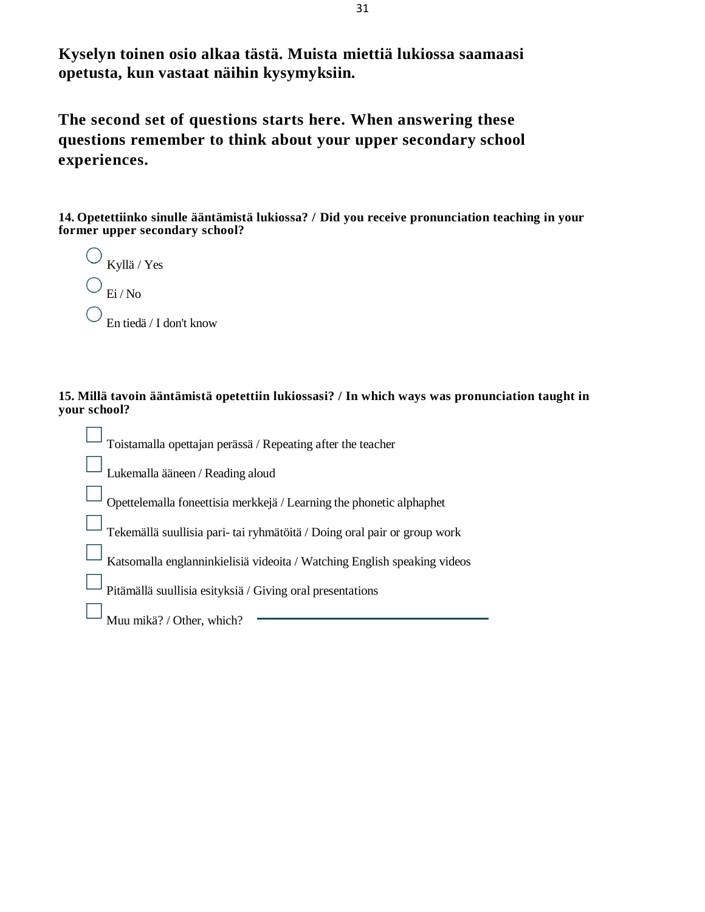**Kyselyn toinen osio alkaa tästä. Muista miettiä lukiossa saamaasi opetusta, kun vastaat näihin kysymyksiin.**

**The second set of questions starts here. When answering these questions remember to think about your upper secondary school experiences.**

**14. Opetettiinko sinulle ääntämistä lukiossa? / Did you receive pronunciation teaching in your former upper secondary school?**

- ◯ Kyllä / Yes
- ◯ Ei / No
- ◯ En tiedä / I don't know

**15. Millä tavoin ääntämistä opetettiin lukiossasi? / In which ways was pronunciation taught in your school?**

- ☐ Toistamalla opettajan perässä / Repeating after the teacher
- ☐ Lukemalla ääneen / Reading aloud
- ☐ Opettelemalla foneettisia merkkejä / Learning the phonetic alphaphet
- ☐ Tekemällä suullisia pari- tai ryhmätöitä / Doing oral pair or group work
- ☐ Katsomalla englanninkielisiä videoita / Watching English speaking videos
- ☐ Pitämällä suullisia esityksiä / Giving oral presentations
- ☐ Muu mikä? / Other, which? ______________________________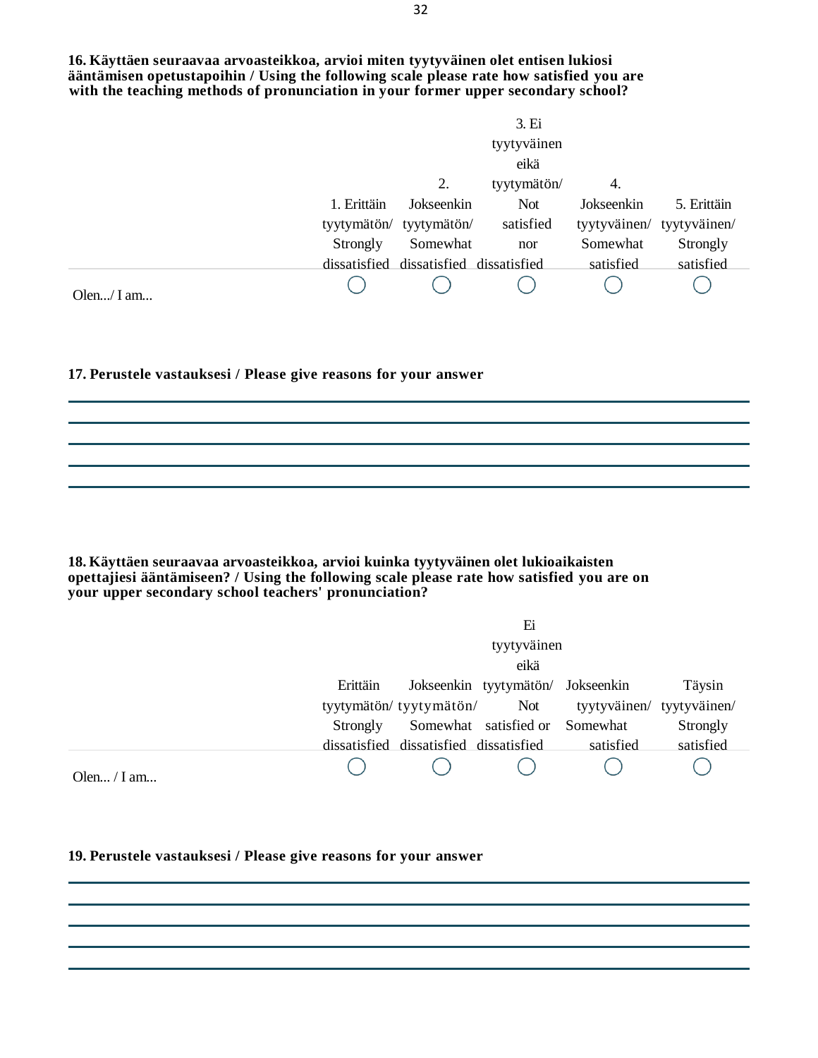**16. Käyttäen seuraavaa arvoasteikkoa, arvioi miten tyytyväinen olet entisen lukiosi ääntämisen opetustapoihin / Using the following scale please rate how satisfied you are with the teaching methods of pronunciation in your former upper secondary school?**

| | 1. Erittäin tyytymätön/ Strongly dissatisfied | 2. Jokseenkin tyytymätön/ Somewhat dissatisfied | 3. Ei tyytyväinen eikä tyytymätön/ Not satisfied nor dissatisfied | 4. Jokseenkin tyytyväinen/ Somewhat satisfied | 5. Erittäin tyytyväinen/ Strongly satisfied |
|---|---|---|---|---|---|
| Olen.../ I am... | ◯ | ◯ | ◯ | ◯ | ◯ |

**17. Perustele vastauksesi / Please give reasons for your answer**

___

___

___

___

___

**18. Käyttäen seuraavaa arvoasteikkoa, arvioi kuinka tyytyväinen olet lukioaikaisten opettajiesi ääntämiseen? / Using the following scale please rate how satisfied you are on your upper secondary school teachers' pronunciation?**

| | Erittäin tyytymätön/ Strongly dissatisfied | Jokseenkin tyytymätön/ Somewhat dissatisfied | Ei tyytyväinen eikä tyytymätön/ Not satisfied or dissatisfied | Jokseenkin tyytyväinen/ Somewhat satisfied | Täysin tyytyväinen/ Strongly satisfied |
|---|---|---|---|---|---|
| Olen... / I am... | ◯ | ◯ | ◯ | ◯ | ◯ |

**19. Perustele vastauksesi / Please give reasons for your answer**

___

___

___

___

___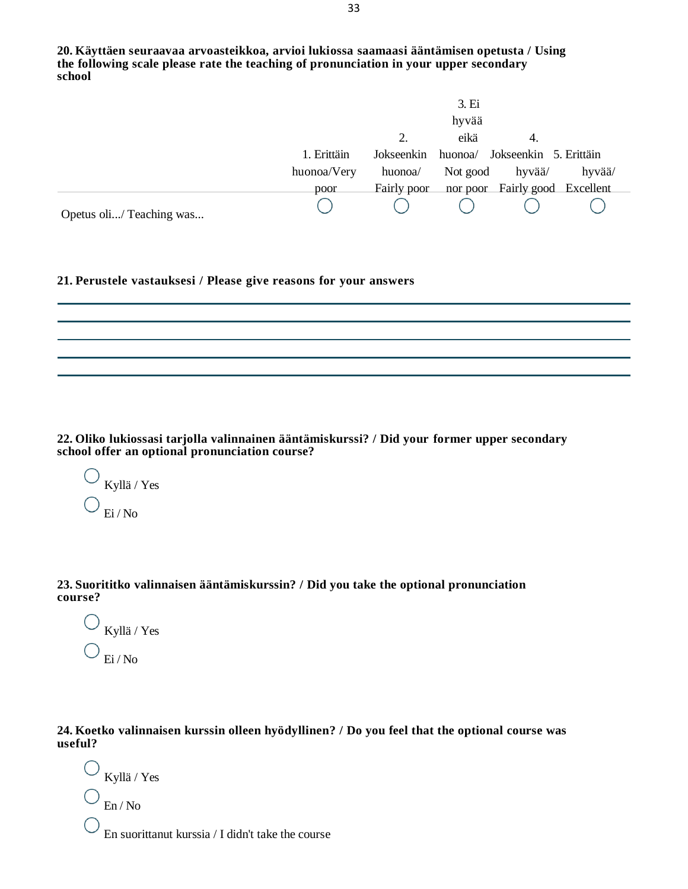**20. Käyttäen seuraavaa arvoasteikkoa, arvioi lukiossa saamaasi ääntämisen opetusta / Using the following scale please rate the teaching of pronunciation in your upper secondary school**

| | 1. Erittäin huonoa/Very poor | 2. Jokseenkin huonoa/ Fairly poor | 3. Ei hyvää eikä huonoa/ Not good nor poor | 4. Jokseenkin hyvää/ Fairly good | 5. Erittäin hyvää/ Excellent |
|---|---|---|---|---|---|
| Opetus oli.../ Teaching was... | ◯ | ◯ | ◯ | ◯ | ◯ |

**21. Perustele vastauksesi / Please give reasons for your answers**

______________________________________________

______________________________________________

______________________________________________

______________________________________________

______________________________________________

**22. Oliko lukiossasi tarjolla valinnainen ääntämiskurssi? / Did your former upper secondary school offer an optional pronunciation course?**

◯ Kyllä / Yes

◯ Ei / No

**23. Suorititko valinnaisen ääntämiskurssin? / Did you take the optional pronunciation course?**

◯ Kyllä / Yes

◯ Ei / No

**24. Koetko valinnaisen kurssin olleen hyödyllinen? / Do you feel that the optional course was useful?**

◯ Kyllä / Yes

◯ En / No

◯ En suorittanut kurssia / I didn't take the course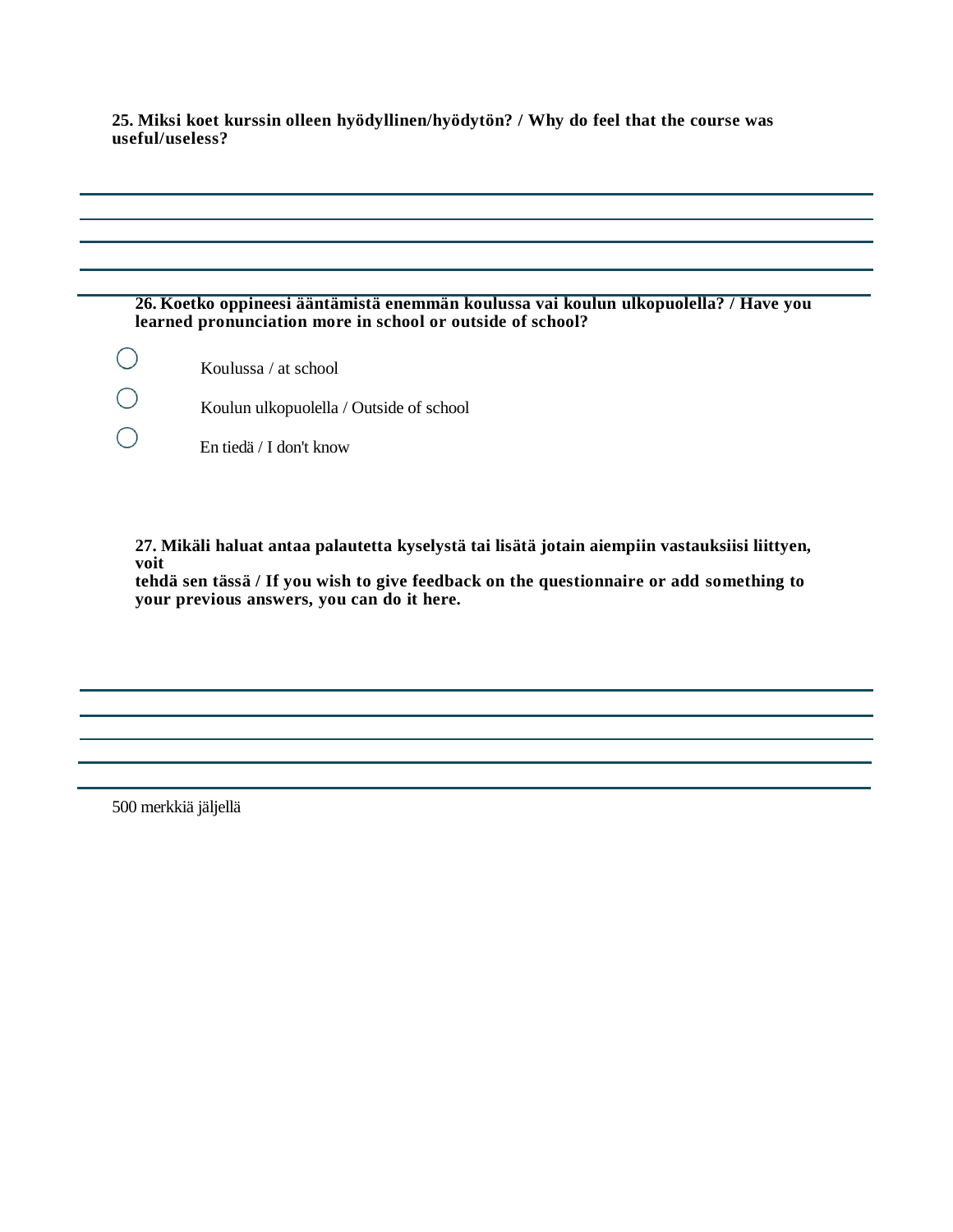**25. Miksi koet kurssin olleen hyödyllinen/hyödytön? / Why do feel that the course was useful/useless?**

**26. Koetko oppineesi ääntämistä enemmän koulussa vai koulun ulkopuolella? / Have you learned pronunciation more in school or outside of school?**

- ◯ Koulussa / at school
- ◯ Koulun ulkopuolella / Outside of school
- ◯ En tiedä / I don't know

**27. Mikäli haluat antaa palautetta kyselystä tai lisätä jotain aiempiin vastauksiisi liittyen, voit tehdä sen tässä / If you wish to give feedback on the questionnaire or add something to your previous answers, you can do it here.**

500 merkkiä jäljellä